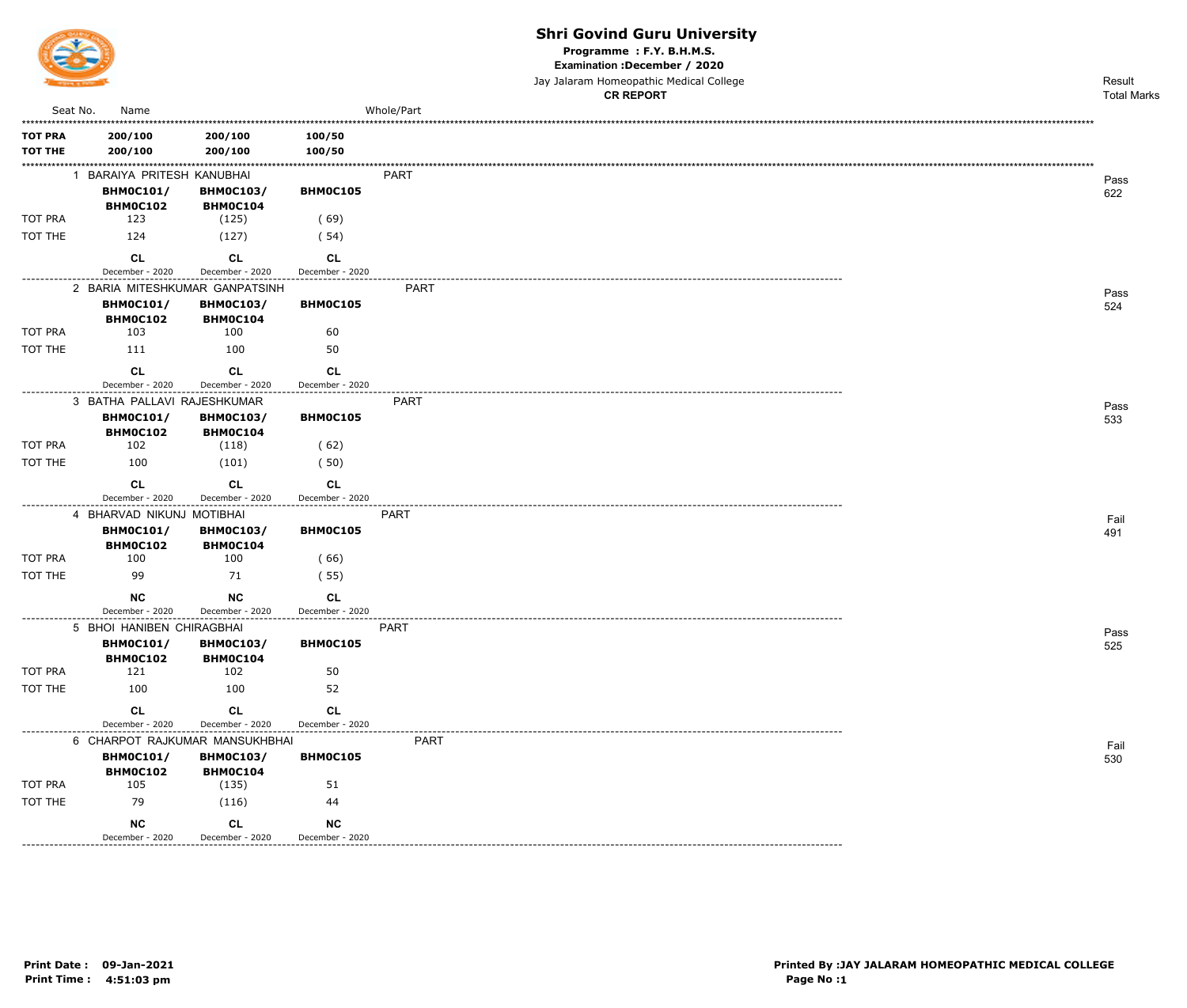# Shri Govind Guru University

**Programme : F.Y. B.H.M.S.**

**Examination :December / 2020**

Jay Jalaram Homeopathic Medical College

**CR REPORT**

Result / Total Marks

| Seat No. | Name | | | Whole/Part | Result / Total Marks |
|---|---|---|---|---|---|
| **TOT PRA** | **200/100** | **200/100** | **100/50** | | |
| **TOT THE** | **200/100** | **200/100** | **100/50** | | |
| 1 | BARAIYA PRITESH KANUBHAI | | | PART | Pass 622 |
| | **BHM0C101/ BHM0C102** | **BHM0C103/ BHM0C104** | **BHM0C105** | | |
| TOT PRA | 123 | (125) | ( 69) | | |
| TOT THE | 124 | (127) | ( 54) | | |
| | **CL** December - 2020 | **CL** December - 2020 | **CL** December - 2020 | | |
| 2 | BARIA MITESHKUMAR GANPATSINH | | | PART | Pass 524 |
| | **BHM0C101/ BHM0C102** | **BHM0C103/ BHM0C104** | **BHM0C105** | | |
| TOT PRA | 103 | 100 | 60 | | |
| TOT THE | 111 | 100 | 50 | | |
| | **CL** December - 2020 | **CL** December - 2020 | **CL** December - 2020 | | |
| 3 | BATHA PALLAVI RAJESHKUMAR | | | PART | Pass 533 |
| | **BHM0C101/ BHM0C102** | **BHM0C103/ BHM0C104** | **BHM0C105** | | |
| TOT PRA | 102 | (118) | ( 62) | | |
| TOT THE | 100 | (101) | ( 50) | | |
| | **CL** December - 2020 | **CL** December - 2020 | **CL** December - 2020 | | |
| 4 | BHARVAD NIKUNJ MOTIBHAI | | | PART | Fail 491 |
| | **BHM0C101/ BHM0C102** | **BHM0C103/ BHM0C104** | **BHM0C105** | | |
| TOT PRA | 100 | 100 | ( 66) | | |
| TOT THE | 99 | 71 | ( 55) | | |
| | **NC** December - 2020 | **NC** December - 2020 | **CL** December - 2020 | | |
| 5 | BHOI HANIBEN CHIRAGBHAI | | | PART | Pass 525 |
| | **BHM0C101/ BHM0C102** | **BHM0C103/ BHM0C104** | **BHM0C105** | | |
| TOT PRA | 121 | 102 | 50 | | |
| TOT THE | 100 | 100 | 52 | | |
| | **CL** December - 2020 | **CL** December - 2020 | **CL** December - 2020 | | |
| 6 | CHARPOT RAJKUMAR MANSUKHBHAI | | | PART | Fail 530 |
| | **BHM0C101/ BHM0C102** | **BHM0C103/ BHM0C104** | **BHM0C105** | | |
| TOT PRA | 105 | (135) | 51 | | |
| TOT THE | 79 | (116) | 44 | | |
| | **NC** December - 2020 | **CL** December - 2020 | **NC** December - 2020 | | |

**Print Date : 09-Jan-2021**
**Print Time : 4:51:03 pm**

**Printed By :JAY JALARAM HOMEOPATHIC MEDICAL COLLEGE**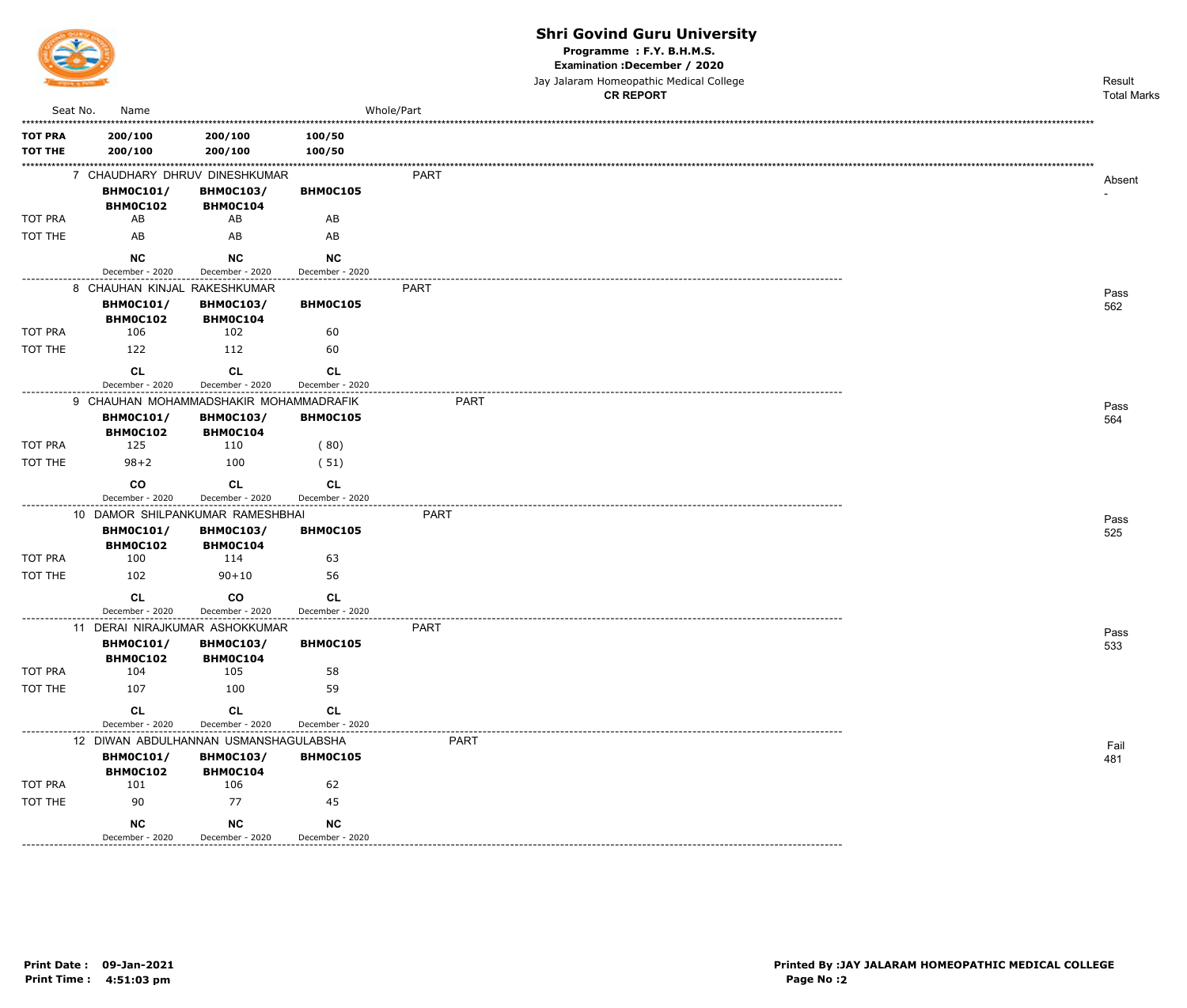# Shri Govind Guru University

**Programme : F.Y. B.H.M.S.**

**Examination :December / 2020**

Jay Jalaram Homeopathic Medical College

**CR REPORT**

| Seat No. | Name | | | Whole/Part | Result / Total Marks |
|---|---|---|---|---|---|
| **TOT PRA** | **200/100** | **200/100** | **100/50** | | |
| **TOT THE** | **200/100** | **200/100** | **100/50** | | |
| 7 | CHAUDHARY DHRUV DINESHKUMAR | | | PART | Absent - |
| | **BHMOC101/ BHMOC102** | **BHMOC103/ BHMOC104** | **BHMOC105** | | |
| TOT PRA | AB | AB | AB | | |
| TOT THE | AB | AB | AB | | |
| | **NC** December - 2020 | **NC** December - 2020 | **NC** December - 2020 | | |
| 8 | CHAUHAN KINJAL RAKESHKUMAR | | | PART | Pass 562 |
| | **BHMOC101/ BHMOC102** | **BHMOC103/ BHMOC104** | **BHMOC105** | | |
| TOT PRA | 106 | 102 | 60 | | |
| TOT THE | 122 | 112 | 60 | | |
| | **CL** December - 2020 | **CL** December - 2020 | **CL** December - 2020 | | |
| 9 | CHAUHAN MOHAMMADSHAKIR MOHAMMADRAFIK | | | PART | Pass 564 |
| | **BHMOC101/ BHMOC102** | **BHMOC103/ BHMOC104** | **BHMOC105** | | |
| TOT PRA | 125 | 110 | ( 80) | | |
| TOT THE | 98+2 | 100 | ( 51) | | |
| | **CO** December - 2020 | **CL** December - 2020 | **CL** December - 2020 | | |
| 10 | DAMOR SHILPANKUMAR RAMESHBHAI | | | PART | Pass 525 |
| | **BHMOC101/ BHMOC102** | **BHMOC103/ BHMOC104** | **BHMOC105** | | |
| TOT PRA | 100 | 114 | 63 | | |
| TOT THE | 102 | 90+10 | 56 | | |
| | **CL** December - 2020 | **CO** December - 2020 | **CL** December - 2020 | | |
| 11 | DERAI NIRAJKUMAR ASHOKKUMAR | | | PART | Pass 533 |
| | **BHMOC101/ BHMOC102** | **BHMOC103/ BHMOC104** | **BHMOC105** | | |
| TOT PRA | 104 | 105 | 58 | | |
| TOT THE | 107 | 100 | 59 | | |
| | **CL** December - 2020 | **CL** December - 2020 | **CL** December - 2020 | | |
| 12 | DIWAN ABDULHANNAN USMANSHAGULABSHA | | | PART | Fail 481 |
| | **BHMOC101/ BHMOC102** | **BHMOC103/ BHMOC104** | **BHMOC105** | | |
| TOT PRA | 101 | 106 | 62 | | |
| TOT THE | 90 | 77 | 45 | | |
| | **NC** December - 2020 | **NC** December - 2020 | **NC** December - 2020 | | |

**Print Date : 09-Jan-2021**
**Print Time : 4:51:03 pm**

**Printed By :JAY JALARAM HOMEOPATHIC MEDICAL COLLEGE**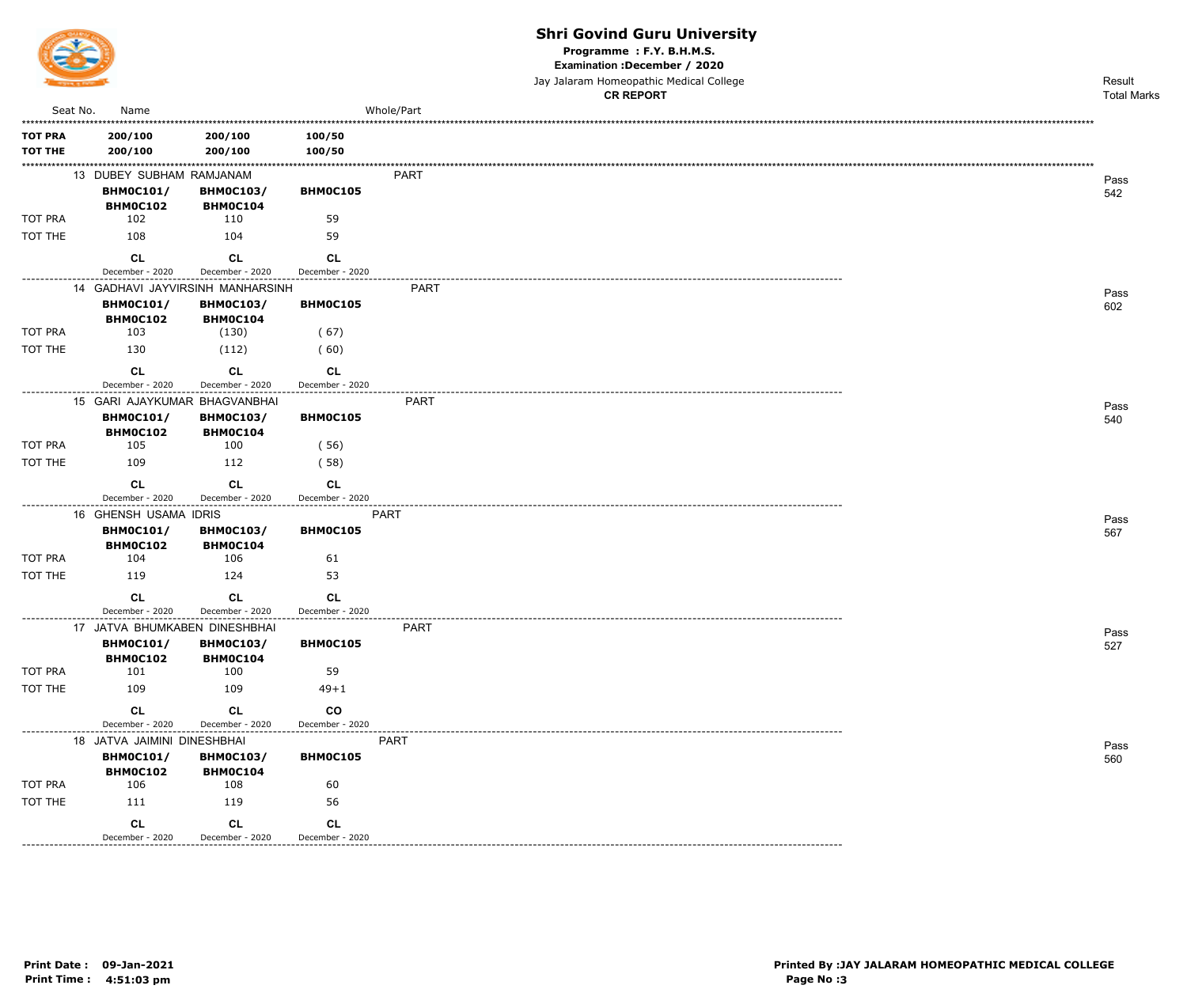# Shri Govind Guru University

**Programme : F.Y. B.H.M.S.**

**Examination :December / 2020**

Jay Jalaram Homeopathic Medical College

**CR REPORT**

| Seat No. | Name | | | Whole/Part | Result Total Marks |
|---|---|---|---|---|---|
| **TOT PRA** | **200/100** | **200/100** | **100/50** | | |
| **TOT THE** | **200/100** | **200/100** | **100/50** | | |

| Seat No. | Name / Subject | BHM0C101/ BHM0C102 | BHM0C103/ BHM0C104 | BHM0C105 | Whole/Part | Result / Total Marks |
|---|---|---|---|---|---|---|
| 13 | DUBEY SUBHAM RAMJANAM | | | | PART | Pass 542 |
| | TOT PRA | 102 | 110 | 59 | | |
| | TOT THE | 108 | 104 | 59 | | |
| | | CL December - 2020 | CL December - 2020 | CL December - 2020 | | |
| 14 | GADHAVI JAYVIRSINH MANHARSINH | | | | PART | Pass 602 |
| | TOT PRA | 103 | (130) | ( 67) | | |
| | TOT THE | 130 | (112) | ( 60) | | |
| | | CL December - 2020 | CL December - 2020 | CL December - 2020 | | |
| 15 | GARI AJAYKUMAR BHAGVANBHAI | | | | PART | Pass 540 |
| | TOT PRA | 105 | 100 | ( 56) | | |
| | TOT THE | 109 | 112 | ( 58) | | |
| | | CL December - 2020 | CL December - 2020 | CL December - 2020 | | |
| 16 | GHENSH USAMA IDRIS | | | | PART | Pass 567 |
| | TOT PRA | 104 | 106 | 61 | | |
| | TOT THE | 119 | 124 | 53 | | |
| | | CL December - 2020 | CL December - 2020 | CL December - 2020 | | |
| 17 | JATVA BHUMKABEN DINESHBHAI | | | | PART | Pass 527 |
| | TOT PRA | 101 | 100 | 59 | | |
| | TOT THE | 109 | 109 | 49+1 | | |
| | | CL December - 2020 | CL December - 2020 | CO December - 2020 | | |
| 18 | JATVA JAIMINI DINESHBHAI | | | | PART | Pass 560 |
| | TOT PRA | 106 | 108 | 60 | | |
| | TOT THE | 111 | 119 | 56 | | |
| | | CL December - 2020 | CL December - 2020 | CL December - 2020 | | |

**Print Date : 09-Jan-2021**
**Print Time : 4:51:03 pm**

**Printed By :JAY JALARAM HOMEOPATHIC MEDICAL COLLEGE**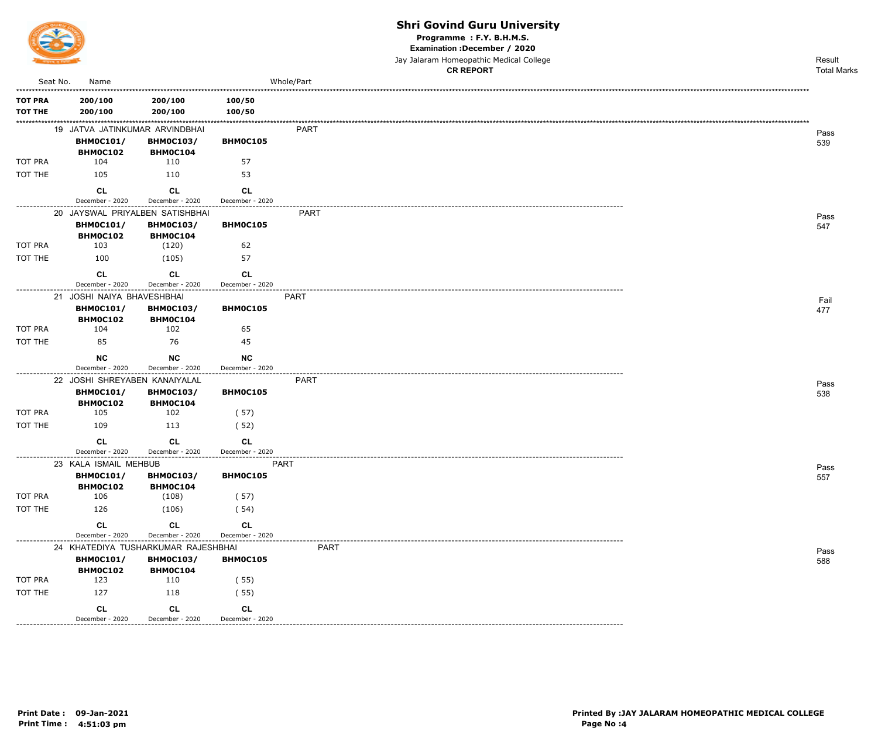# Shri Govind Guru University

**Programme : F.Y. B.H.M.S.**

**Examination :December / 2020**

Jay Jalaram Homeopathic Medical College

**CR REPORT**

| Seat No. | Name | | | Whole/Part | Result / Total Marks |
|---|---|---|---|---|---|
| **TOT PRA** | **200/100** | **200/100** | **100/50** | | |
| **TOT THE** | **200/100** | **200/100** | **100/50** | | |

| Seat No. | Name / Subject | | | Whole/Part | Result | Total Marks |
|---|---|---|---|---|---|---|
| 19 | JATVA JATINKUMAR ARVINDBHAI | | | PART | Pass | 539 |
| | **BHM0C101/ BHM0C102** | **BHM0C103/ BHM0C104** | **BHM0C105** | | | |
| TOT PRA | 104 | 110 | 57 | | | |
| TOT THE | 105 | 110 | 53 | | | |
| | **CL** December - 2020 | **CL** December - 2020 | **CL** December - 2020 | | | |
| 20 | JAYSWAL PRIYALBEN SATISHBHAI | | | PART | Pass | 547 |
| | **BHM0C101/ BHM0C102** | **BHM0C103/ BHM0C104** | **BHM0C105** | | | |
| TOT PRA | 103 | (120) | 62 | | | |
| TOT THE | 100 | (105) | 57 | | | |
| | **CL** December - 2020 | **CL** December - 2020 | **CL** December - 2020 | | | |
| 21 | JOSHI NAIYA BHAVESHBHAI | | | PART | Fail | 477 |
| | **BHM0C101/ BHM0C102** | **BHM0C103/ BHM0C104** | **BHM0C105** | | | |
| TOT PRA | 104 | 102 | 65 | | | |
| TOT THE | 85 | 76 | 45 | | | |
| | **NC** December - 2020 | **NC** December - 2020 | **NC** December - 2020 | | | |
| 22 | JOSHI SHREYABEN KANAIYALAL | | | PART | Pass | 538 |
| | **BHM0C101/ BHM0C102** | **BHM0C103/ BHM0C104** | **BHM0C105** | | | |
| TOT PRA | 105 | 102 | ( 57) | | | |
| TOT THE | 109 | 113 | ( 52) | | | |
| | **CL** December - 2020 | **CL** December - 2020 | **CL** December - 2020 | | | |
| 23 | KALA ISMAIL MEHBUB | | | PART | Pass | 557 |
| | **BHM0C101/ BHM0C102** | **BHM0C103/ BHM0C104** | **BHM0C105** | | | |
| TOT PRA | 106 | (108) | ( 57) | | | |
| TOT THE | 126 | (106) | ( 54) | | | |
| | **CL** December - 2020 | **CL** December - 2020 | **CL** December - 2020 | | | |
| 24 | KHATEDIYA TUSHARKUMAR RAJESHBHAI | | | PART | Pass | 588 |
| | **BHM0C101/ BHM0C102** | **BHM0C103/ BHM0C104** | **BHM0C105** | | | |
| TOT PRA | 123 | 110 | ( 55) | | | |
| TOT THE | 127 | 118 | ( 55) | | | |
| | **CL** December - 2020 | **CL** December - 2020 | **CL** December - 2020 | | | |

**Print Date : 09-Jan-2021**
**Print Time : 4:51:03 pm**

**Printed By :JAY JALARAM HOMEOPATHIC MEDICAL COLLEGE**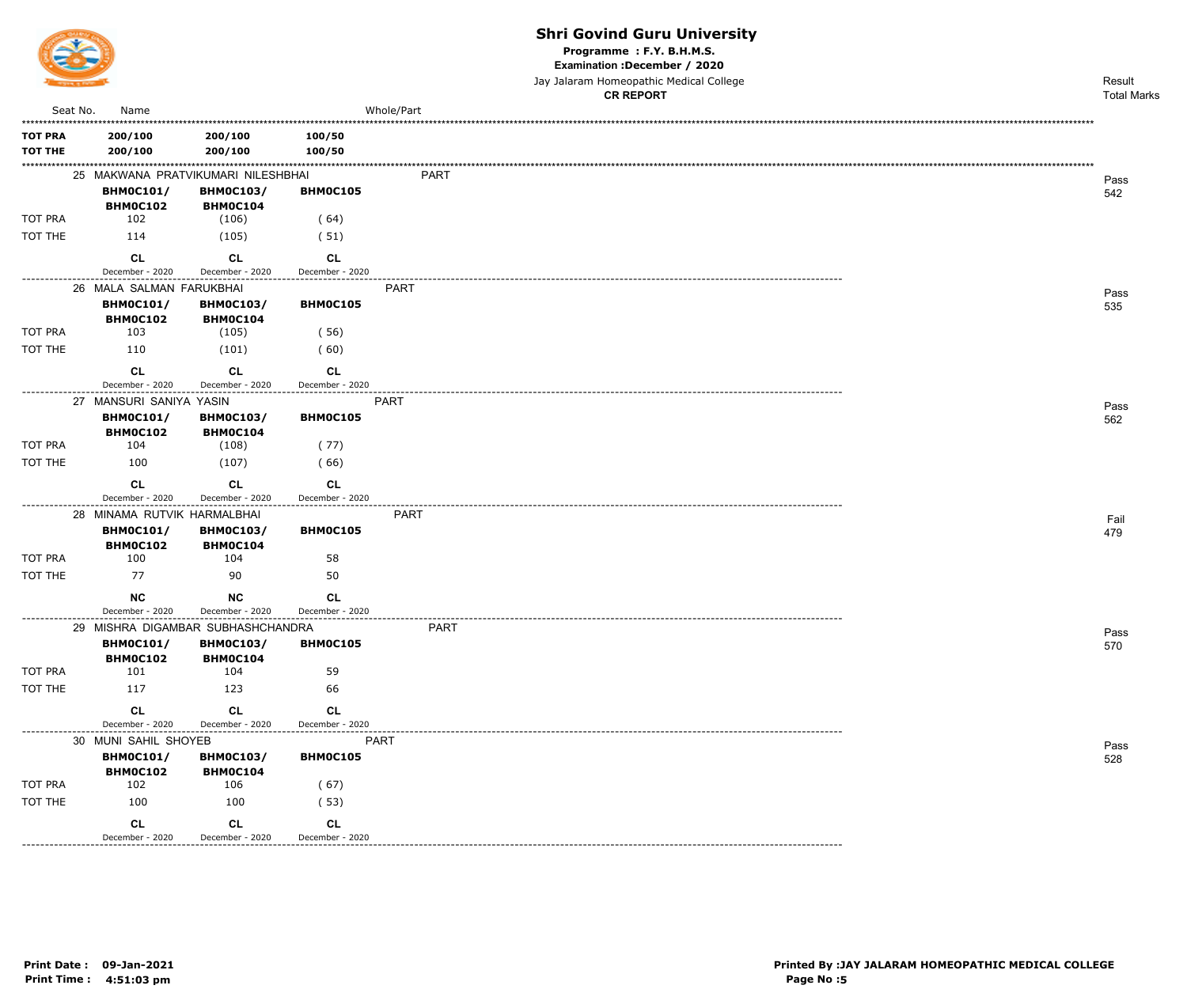# Shri Govind Guru University

**Programme : F.Y. B.H.M.S.**

**Examination :December / 2020**

Jay Jalaram Homeopathic Medical College

**CR REPORT**

| Seat No. | Name | | | Whole/Part | Result / Total Marks |
|---|---|---|---|---|---|
| **TOT PRA** | **200/100** | **200/100** | **100/50** | | |
| **TOT THE** | **200/100** | **200/100** | **100/50** | | |

| Seat No. | Name / Subjects | | | Whole/Part | Result / Total Marks |
|---|---|---|---|---|---|
| 25 | MAKWANA PRATVIKUMARI NILESHBHAI | | | PART | Pass 542 |
| | **BHM0C101/ BHM0C102** | **BHM0C103/ BHM0C104** | **BHM0C105** | | |
| TOT PRA | 102 | (106) | ( 64) | | |
| TOT THE | 114 | (105) | ( 51) | | |
| | **CL** December - 2020 | **CL** December - 2020 | **CL** December - 2020 | | |
| 26 | MALA SALMAN FARUKBHAI | | | PART | Pass 535 |
| | **BHM0C101/ BHM0C102** | **BHM0C103/ BHM0C104** | **BHM0C105** | | |
| TOT PRA | 103 | (105) | ( 56) | | |
| TOT THE | 110 | (101) | ( 60) | | |
| | **CL** December - 2020 | **CL** December - 2020 | **CL** December - 2020 | | |
| 27 | MANSURI SANIYA YASIN | | | PART | Pass 562 |
| | **BHM0C101/ BHM0C102** | **BHM0C103/ BHM0C104** | **BHM0C105** | | |
| TOT PRA | 104 | (108) | ( 77) | | |
| TOT THE | 100 | (107) | ( 66) | | |
| | **CL** December - 2020 | **CL** December - 2020 | **CL** December - 2020 | | |
| 28 | MINAMA RUTVIK HARMALBHAI | | | PART | Fail 479 |
| | **BHM0C101/ BHM0C102** | **BHM0C103/ BHM0C104** | **BHM0C105** | | |
| TOT PRA | 100 | 104 | 58 | | |
| TOT THE | 77 | 90 | 50 | | |
| | **NC** December - 2020 | **NC** December - 2020 | **CL** December - 2020 | | |
| 29 | MISHRA DIGAMBAR SUBHASHCHANDRA | | | PART | Pass 570 |
| | **BHM0C101/ BHM0C102** | **BHM0C103/ BHM0C104** | **BHM0C105** | | |
| TOT PRA | 101 | 104 | 59 | | |
| TOT THE | 117 | 123 | 66 | | |
| | **CL** December - 2020 | **CL** December - 2020 | **CL** December - 2020 | | |
| 30 | MUNI SAHIL SHOYEB | | | PART | Pass 528 |
| | **BHM0C101/ BHM0C102** | **BHM0C103/ BHM0C104** | **BHM0C105** | | |
| TOT PRA | 102 | 106 | ( 67) | | |
| TOT THE | 100 | 100 | ( 53) | | |
| | **CL** December - 2020 | **CL** December - 2020 | **CL** December - 2020 | | |

**Print Date : 09-Jan-2021**
**Print Time : 4:51:03 pm**

**Printed By :JAY JALARAM HOMEOPATHIC MEDICAL COLLEGE**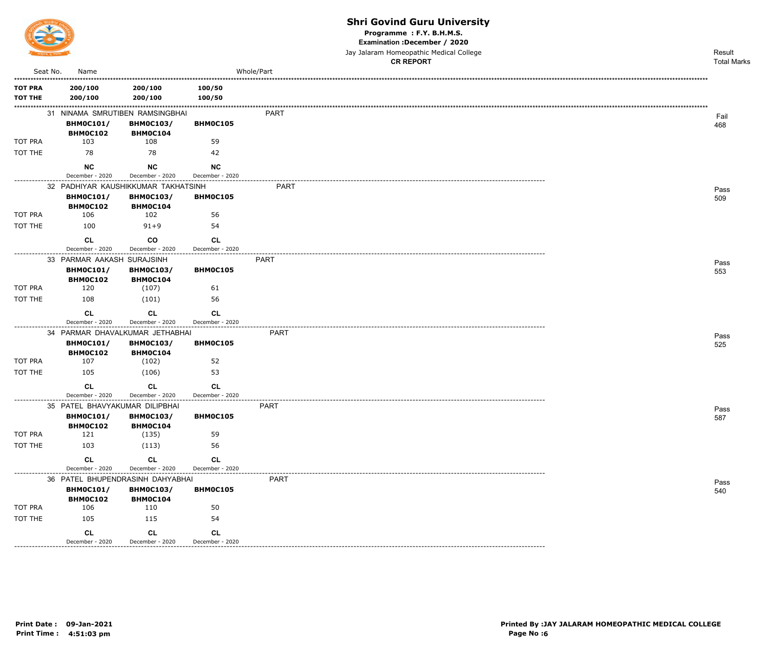# Shri Govind Guru University

**Programme : F.Y. B.H.M.S.**

**Examination :December / 2020**

Jay Jalaram Homeopathic Medical College

**CR REPORT**

| Seat No. | Name | | | Whole/Part | Result / Total Marks |
|---|---|---|---|---|---|
| **TOT PRA** | **200/100** | **200/100** | **100/50** | | |
| **TOT THE** | **200/100** | **200/100** | **100/50** | | |
| | 31 NINAMA SMRUTIBEN RAMSINGBHAI | | | PART | Fail 468 |
| | **BHMOC101/ BHMOC102** | **BHMOC103/ BHMOC104** | **BHMOC105** | | |
| TOT PRA | 103 | 108 | 59 | | |
| TOT THE | 78 | 78 | 42 | | |
| | **NC** December - 2020 | **NC** December - 2020 | **NC** December - 2020 | | |
| | 32 PADHIYAR KAUSHIKKUMAR TAKHATSINH | | | PART | Pass 509 |
| | **BHMOC101/ BHMOC102** | **BHMOC103/ BHMOC104** | **BHMOC105** | | |
| TOT PRA | 106 | 102 | 56 | | |
| TOT THE | 100 | 91+9 | 54 | | |
| | **CL** December - 2020 | **CO** December - 2020 | **CL** December - 2020 | | |
| | 33 PARMAR AAKASH SURAJSINH | | | PART | Pass 553 |
| | **BHMOC101/ BHMOC102** | **BHMOC103/ BHMOC104** | **BHMOC105** | | |
| TOT PRA | 120 | (107) | 61 | | |
| TOT THE | 108 | (101) | 56 | | |
| | **CL** December - 2020 | **CL** December - 2020 | **CL** December - 2020 | | |
| | 34 PARMAR DHAVALKUMAR JETHABHAI | | | PART | Pass 525 |
| | **BHMOC101/ BHMOC102** | **BHMOC103/ BHMOC104** | **BHMOC105** | | |
| TOT PRA | 107 | (102) | 52 | | |
| TOT THE | 105 | (106) | 53 | | |
| | **CL** December - 2020 | **CL** December - 2020 | **CL** December - 2020 | | |
| | 35 PATEL BHAVYAKUMAR DILIPBHAI | | | PART | Pass 587 |
| | **BHMOC101/ BHMOC102** | **BHMOC103/ BHMOC104** | **BHMOC105** | | |
| TOT PRA | 121 | (135) | 59 | | |
| TOT THE | 103 | (113) | 56 | | |
| | **CL** December - 2020 | **CL** December - 2020 | **CL** December - 2020 | | |
| | 36 PATEL BHUPENDRASINH DAHYABHAI | | | PART | Pass 540 |
| | **BHMOC101/ BHMOC102** | **BHMOC103/ BHMOC104** | **BHMOC105** | | |
| TOT PRA | 106 | 110 | 50 | | |
| TOT THE | 105 | 115 | 54 | | |
| | **CL** December - 2020 | **CL** December - 2020 | **CL** December - 2020 | | |

**Print Date : 09-Jan-2021**
**Print Time : 4:51:03 pm**

**Printed By :JAY JALARAM HOMEOPATHIC MEDICAL COLLEGE**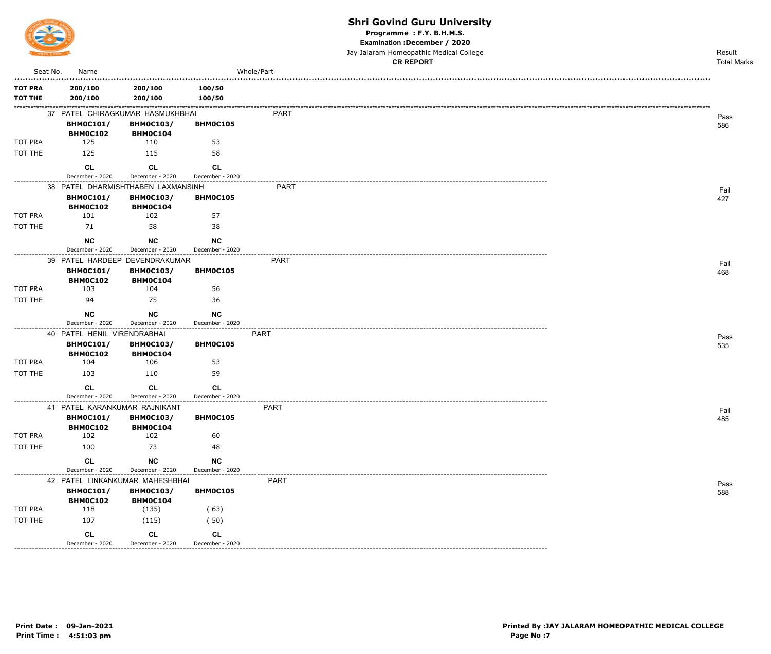# Shri Govind Guru University

**Programme : F.Y. B.H.M.S.**

**Examination :December / 2020**

Jay Jalaram Homeopathic Medical College

**CR REPORT**

| Seat No. | Name | | | Whole/Part | Result Total Marks |
|---|---|---|---|---|---|
| **TOT PRA** | **200/100** | **200/100** | **100/50** | | |
| **TOT THE** | **200/100** | **200/100** | **100/50** | | |

| Seat No. | | | | Whole/Part | Result |
|---|---|---|---|---|---|
| 37 | PATEL CHIRAGKUMAR HASMUKHBHAI | | | PART | Pass 586 |
| | **BHM0C101/ BHM0C102** | **BHM0C103/ BHM0C104** | **BHM0C105** | | |
| TOT PRA | 125 | 110 | 53 | | |
| TOT THE | 125 | 115 | 58 | | |
| | **CL** December - 2020 | **CL** December - 2020 | **CL** December - 2020 | | |
| 38 | PATEL DHARMISHTHABEN LAXMANSINH | | | PART | Fail 427 |
| | **BHM0C101/ BHM0C102** | **BHM0C103/ BHM0C104** | **BHM0C105** | | |
| TOT PRA | 101 | 102 | 57 | | |
| TOT THE | 71 | 58 | 38 | | |
| | **NC** December - 2020 | **NC** December - 2020 | **NC** December - 2020 | | |
| 39 | PATEL HARDEEP DEVENDRAKUMAR | | | PART | Fail 468 |
| | **BHM0C101/ BHM0C102** | **BHM0C103/ BHM0C104** | **BHM0C105** | | |
| TOT PRA | 103 | 104 | 56 | | |
| TOT THE | 94 | 75 | 36 | | |
| | **NC** December - 2020 | **NC** December - 2020 | **NC** December - 2020 | | |
| 40 | PATEL HENIL VIRENDRABHAI | | | PART | Pass 535 |
| | **BHM0C101/ BHM0C102** | **BHM0C103/ BHM0C104** | **BHM0C105** | | |
| TOT PRA | 104 | 106 | 53 | | |
| TOT THE | 103 | 110 | 59 | | |
| | **CL** December - 2020 | **CL** December - 2020 | **CL** December - 2020 | | |
| 41 | PATEL KARANKUMAR RAJNIKANT | | | PART | Fail 485 |
| | **BHM0C101/ BHM0C102** | **BHM0C103/ BHM0C104** | **BHM0C105** | | |
| TOT PRA | 102 | 102 | 60 | | |
| TOT THE | 100 | 73 | 48 | | |
| | **CL** December - 2020 | **NC** December - 2020 | **NC** December - 2020 | | |
| 42 | PATEL LINKANKUMAR MAHESHBHAI | | | PART | Pass 588 |
| | **BHM0C101/ BHM0C102** | **BHM0C103/ BHM0C104** | **BHM0C105** | | |
| TOT PRA | 118 | (135) | ( 63) | | |
| TOT THE | 107 | (115) | ( 50) | | |
| | **CL** December - 2020 | **CL** December - 2020 | **CL** December - 2020 | | |

**Print Date : 09-Jan-2021**
**Print Time : 4:51:03 pm**

**Printed By :JAY JALARAM HOMEOPATHIC MEDICAL COLLEGE**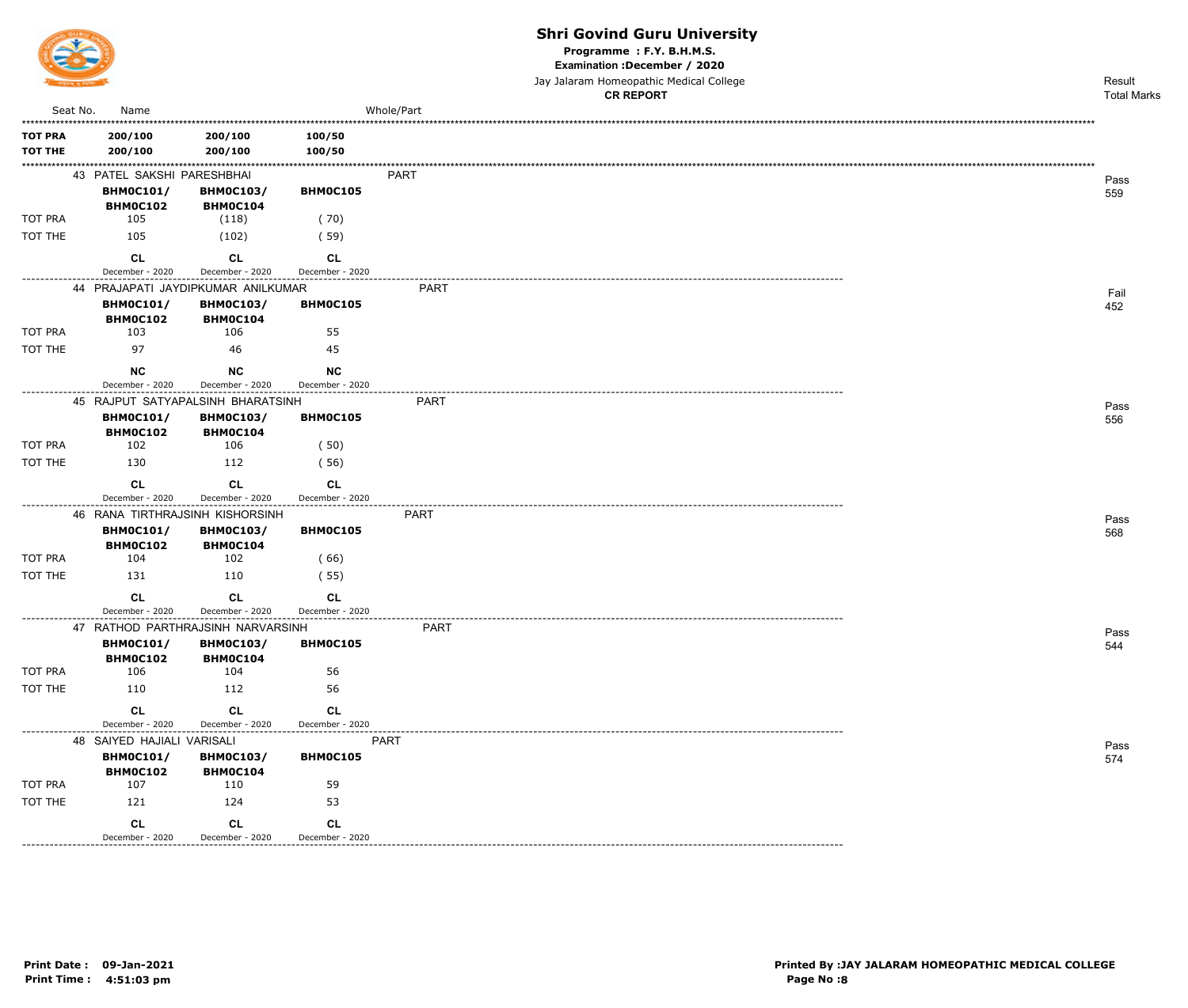# Shri Govind Guru University

**Programme : F.Y. B.H.M.S.**

**Examination :December / 2020**

Jay Jalaram Homeopathic Medical College

**CR REPORT**

| Seat No. | Name | | | Whole/Part | Result / Total Marks |
|---|---|---|---|---|---|
| **TOT PRA** | **200/100** | **200/100** | **100/50** | | |
| **TOT THE** | **200/100** | **200/100** | **100/50** | | |

| Seat No. | Name | | | Whole/Part | Result / Total Marks |
|---|---|---|---|---|---|
| 43 | PATEL SAKSHI PARESHBHAI | | | PART | Pass 559 |
| | **BHM0C101/ BHM0C102** | **BHM0C103/ BHM0C104** | **BHM0C105** | | |
| TOT PRA | 105 | (118) | ( 70) | | |
| TOT THE | 105 | (102) | ( 59) | | |
| | **CL** December - 2020 | **CL** December - 2020 | **CL** December - 2020 | | |
| 44 | PRAJAPATI JAYDIPKUMAR ANILKUMAR | | | PART | Fail 452 |
| | **BHM0C101/ BHM0C102** | **BHM0C103/ BHM0C104** | **BHM0C105** | | |
| TOT PRA | 103 | 106 | 55 | | |
| TOT THE | 97 | 46 | 45 | | |
| | **NC** December - 2020 | **NC** December - 2020 | **NC** December - 2020 | | |
| 45 | RAJPUT SATYAPALSINH BHARATSINH | | | PART | Pass 556 |
| | **BHM0C101/ BHM0C102** | **BHM0C103/ BHM0C104** | **BHM0C105** | | |
| TOT PRA | 102 | 106 | ( 50) | | |
| TOT THE | 130 | 112 | ( 56) | | |
| | **CL** December - 2020 | **CL** December - 2020 | **CL** December - 2020 | | |
| 46 | RANA TIRTHRAJSINH KISHORSINH | | | PART | Pass 568 |
| | **BHM0C101/ BHM0C102** | **BHM0C103/ BHM0C104** | **BHM0C105** | | |
| TOT PRA | 104 | 102 | ( 66) | | |
| TOT THE | 131 | 110 | ( 55) | | |
| | **CL** December - 2020 | **CL** December - 2020 | **CL** December - 2020 | | |
| 47 | RATHOD PARTHRAJSINH NARVARSINH | | | PART | Pass 544 |
| | **BHM0C101/ BHM0C102** | **BHM0C103/ BHM0C104** | **BHM0C105** | | |
| TOT PRA | 106 | 104 | 56 | | |
| TOT THE | 110 | 112 | 56 | | |
| | **CL** December - 2020 | **CL** December - 2020 | **CL** December - 2020 | | |
| 48 | SAIYED HAJIALI VARISALI | | | PART | Pass 574 |
| | **BHM0C101/ BHM0C102** | **BHM0C103/ BHM0C104** | **BHM0C105** | | |
| TOT PRA | 107 | 110 | 59 | | |
| TOT THE | 121 | 124 | 53 | | |
| | **CL** December - 2020 | **CL** December - 2020 | **CL** December - 2020 | | |

**Print Date : 09-Jan-2021**
**Print Time : 4:51:03 pm**

**Printed By :JAY JALARAM HOMEOPATHIC MEDICAL COLLEGE**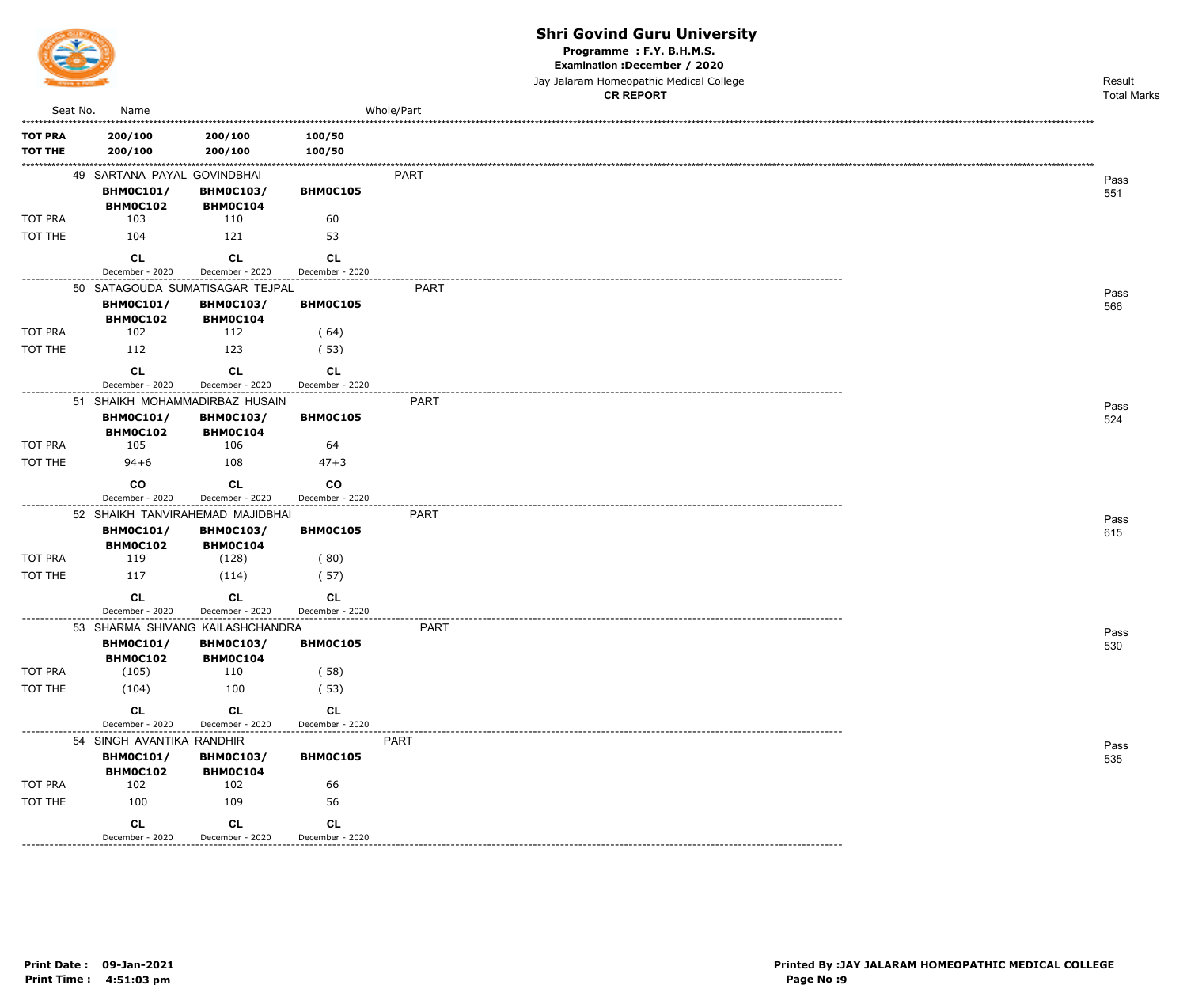# Shri Govind Guru University

**Programme : F.Y. B.H.M.S.**

**Examination :December / 2020**

Jay Jalaram Homeopathic Medical College

**CR REPORT**

| Seat No. | Name | | | Whole/Part | Result / Total Marks |
|---|---|---|---|---|---|
| **TOT PRA** | **200/100** | **200/100** | **100/50** | | |
| **TOT THE** | **200/100** | **200/100** | **100/50** | | |
| | 49 SARTANA PAYAL GOVINDBHAI | | | PART | Pass 551 |
| | **BHM0C101/ BHM0C102** | **BHM0C103/ BHM0C104** | **BHM0C105** | | |
| TOT PRA | 103 | 110 | 60 | | |
| TOT THE | 104 | 121 | 53 | | |
| | **CL** December - 2020 | **CL** December - 2020 | **CL** December - 2020 | | |
| | 50 SATAGOUDA SUMATISAGAR TEJPAL | | | PART | Pass 566 |
| | **BHM0C101/ BHM0C102** | **BHM0C103/ BHM0C104** | **BHM0C105** | | |
| TOT PRA | 102 | 112 | ( 64) | | |
| TOT THE | 112 | 123 | ( 53) | | |
| | **CL** December - 2020 | **CL** December - 2020 | **CL** December - 2020 | | |
| | 51 SHAIKH MOHAMMADIRBAZ HUSAIN | | | PART | Pass 524 |
| | **BHM0C101/ BHM0C102** | **BHM0C103/ BHM0C104** | **BHM0C105** | | |
| TOT PRA | 105 | 106 | 64 | | |
| TOT THE | 94+6 | 108 | 47+3 | | |
| | **CO** December - 2020 | **CL** December - 2020 | **CO** December - 2020 | | |
| | 52 SHAIKH TANVIRAHEMAD MAJIDBHAI | | | PART | Pass 615 |
| | **BHM0C101/ BHM0C102** | **BHM0C103/ BHM0C104** | **BHM0C105** | | |
| TOT PRA | 119 | (128) | ( 80) | | |
| TOT THE | 117 | (114) | ( 57) | | |
| | **CL** December - 2020 | **CL** December - 2020 | **CL** December - 2020 | | |
| | 53 SHARMA SHIVANG KAILASHCHANDRA | | | PART | Pass 530 |
| | **BHM0C101/ BHM0C102** | **BHM0C103/ BHM0C104** | **BHM0C105** | | |
| TOT PRA | (105) | 110 | ( 58) | | |
| TOT THE | (104) | 100 | ( 53) | | |
| | **CL** December - 2020 | **CL** December - 2020 | **CL** December - 2020 | | |
| | 54 SINGH AVANTIKA RANDHIR | | | PART | Pass 535 |
| | **BHM0C101/ BHM0C102** | **BHM0C103/ BHM0C104** | **BHM0C105** | | |
| TOT PRA | 102 | 102 | 66 | | |
| TOT THE | 100 | 109 | 56 | | |
| | **CL** December - 2020 | **CL** December - 2020 | **CL** December - 2020 | | |

**Print Date : 09-Jan-2021**
**Print Time : 4:51:03 pm**

**Printed By :JAY JALARAM HOMEOPATHIC MEDICAL COLLEGE**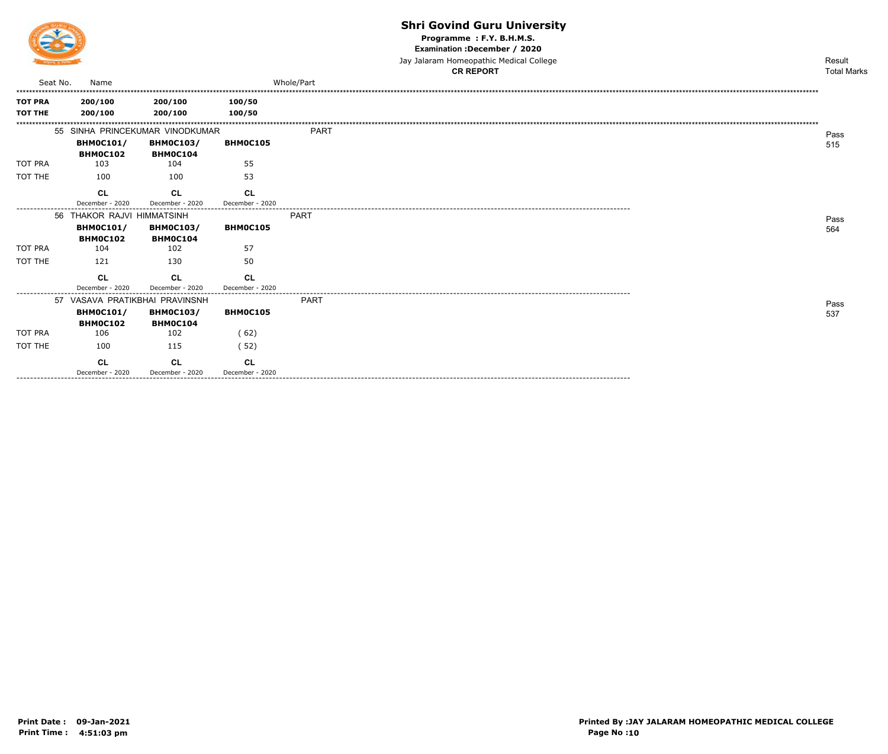# Shri Govind Guru University

**Programme : F.Y. B.H.M.S.**

**Examination :December / 2020**

Jay Jalaram Homeopathic Medical College

**CR REPORT**

| Seat No. | Name | | | Whole/Part | Result / Total Marks |
|---|---|---|---|---|---|
| **TOT PRA** | **200/100** | **200/100** | **100/50** | | |
| **TOT THE** | **200/100** | **200/100** | **100/50** | | |

| Seat No. | Name | | | Whole/Part | Result / Total Marks |
|---|---|---|---|---|---|
| 55 | SINHA PRINCEKUMAR VINODKUMAR | | | PART | Pass 515 |
| | **BHM0C101/ BHM0C102** | **BHM0C103/ BHM0C104** | **BHM0C105** | | |
| TOT PRA | 103 | 104 | 55 | | |
| TOT THE | 100 | 100 | 53 | | |
| | **CL** December - 2020 | **CL** December - 2020 | **CL** December - 2020 | | |
| 56 | THAKOR RAJVI HIMMATSINH | | | PART | Pass 564 |
| | **BHM0C101/ BHM0C102** | **BHM0C103/ BHM0C104** | **BHM0C105** | | |
| TOT PRA | 104 | 102 | 57 | | |
| TOT THE | 121 | 130 | 50 | | |
| | **CL** December - 2020 | **CL** December - 2020 | **CL** December - 2020 | | |
| 57 | VASAVA PRATIKBHAI PRAVINSNH | | | PART | Pass 537 |
| | **BHM0C101/ BHM0C102** | **BHM0C103/ BHM0C104** | **BHM0C105** | | |
| TOT PRA | 106 | 102 | ( 62) | | |
| TOT THE | 100 | 115 | ( 52) | | |
| | **CL** December - 2020 | **CL** December - 2020 | **CL** December - 2020 | | |

**Print Date : 09-Jan-2021**
**Print Time : 4:51:03 pm**

**Printed By :JAY JALARAM HOMEOPATHIC MEDICAL COLLEGE**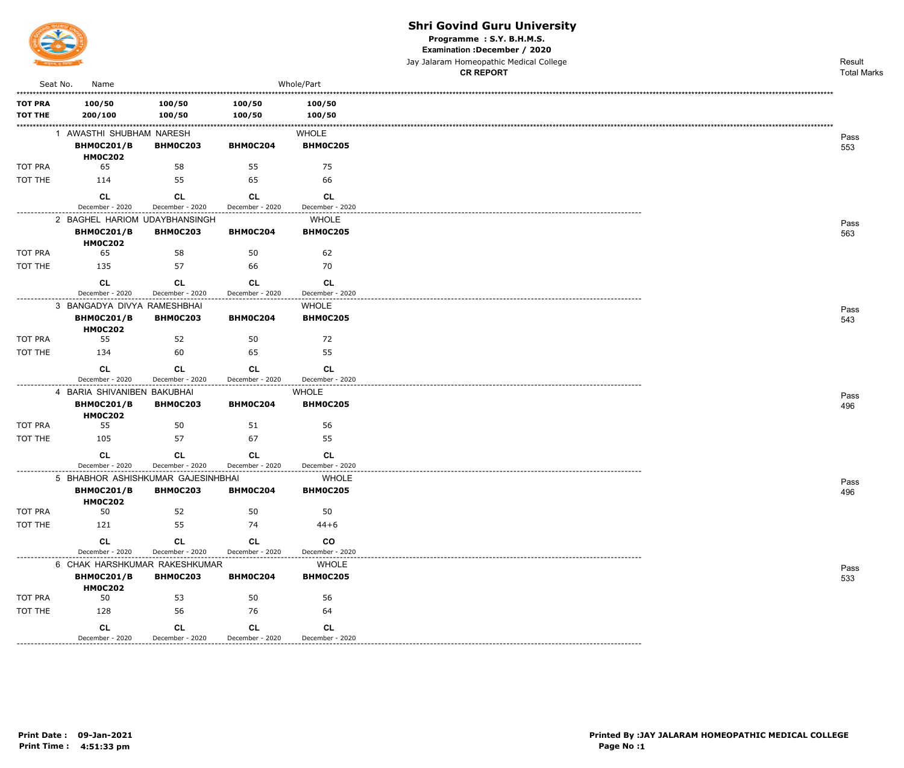# Shri Govind Guru University

**Programme : S.Y. B.H.M.S.**

**Examination :December / 2020**

Jay Jalaram Homeopathic Medical College

**CR REPORT**

| Seat No. | Name | | | Whole/Part | Result / Total Marks |
|---|---|---|---|---|---|
| **TOT PRA** | **100/50** | **100/50** | **100/50** | **100/50** | |
| **TOT THE** | **200/100** | **100/50** | **100/50** | **100/50** | |
| 1 | AWASTHI SHUBHAM NARESH | | | WHOLE | Pass 553 |
| | **BHM0C201/BHM0C202** | **BHM0C203** | **BHM0C204** | **BHM0C205** | |
| TOT PRA | 65 | 58 | 55 | 75 | |
| TOT THE | 114 | 55 | 65 | 66 | |
| | **CL** December - 2020 | **CL** December - 2020 | **CL** December - 2020 | **CL** December - 2020 | |
| 2 | BAGHEL HARIOM UDAYBHANSINGH | | | WHOLE | Pass 563 |
| | **BHM0C201/BHM0C202** | **BHM0C203** | **BHM0C204** | **BHM0C205** | |
| TOT PRA | 65 | 58 | 50 | 62 | |
| TOT THE | 135 | 57 | 66 | 70 | |
| | **CL** December - 2020 | **CL** December - 2020 | **CL** December - 2020 | **CL** December - 2020 | |
| 3 | BANGADYA DIVYA RAMESHBHAI | | | WHOLE | Pass 543 |
| | **BHM0C201/BHM0C202** | **BHM0C203** | **BHM0C204** | **BHM0C205** | |
| TOT PRA | 55 | 52 | 50 | 72 | |
| TOT THE | 134 | 60 | 65 | 55 | |
| | **CL** December - 2020 | **CL** December - 2020 | **CL** December - 2020 | **CL** December - 2020 | |
| 4 | BARIA SHIVANIBEN BAKUBHAI | | | WHOLE | Pass 496 |
| | **BHM0C201/BHM0C202** | **BHM0C203** | **BHM0C204** | **BHM0C205** | |
| TOT PRA | 55 | 50 | 51 | 56 | |
| TOT THE | 105 | 57 | 67 | 55 | |
| | **CL** December - 2020 | **CL** December - 2020 | **CL** December - 2020 | **CL** December - 2020 | |
| 5 | BHABHOR ASHISHKUMAR GAJESINHBHAI | | | WHOLE | Pass 496 |
| | **BHM0C201/BHM0C202** | **BHM0C203** | **BHM0C204** | **BHM0C205** | |
| TOT PRA | 50 | 52 | 50 | 50 | |
| TOT THE | 121 | 55 | 74 | 44+6 | |
| | **CL** December - 2020 | **CL** December - 2020 | **CL** December - 2020 | **CO** December - 2020 | |
| 6 | CHAK HARSHKUMAR RAKESHKUMAR | | | WHOLE | Pass 533 |
| | **BHM0C201/BHM0C202** | **BHM0C203** | **BHM0C204** | **BHM0C205** | |
| TOT PRA | 50 | 53 | 50 | 56 | |
| TOT THE | 128 | 56 | 76 | 64 | |
| | **CL** December - 2020 | **CL** December - 2020 | **CL** December - 2020 | **CL** December - 2020 | |

**Print Date : 09-Jan-2021**
**Print Time : 4:51:33 pm**

**Printed By :JAY JALARAM HOMEOPATHIC MEDICAL COLLEGE**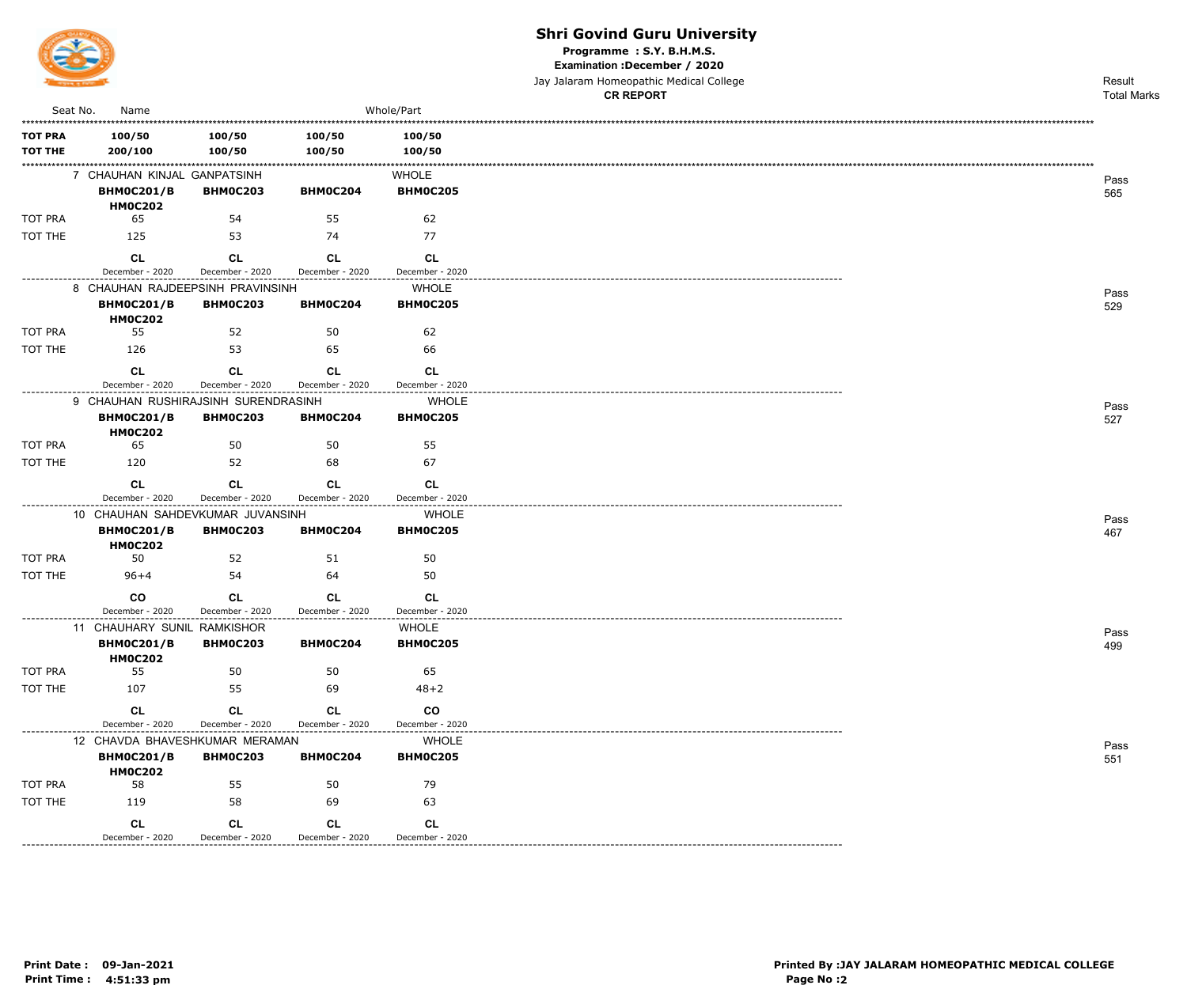# Shri Govind Guru University

**Programme : S.Y. B.H.M.S.**

**Examination :December / 2020**

Jay Jalaram Homeopathic Medical College

**CR REPORT**

| Seat No. | Name | | | Whole/Part | Result / Total Marks |
|---|---|---|---|---|---|
| **TOT PRA** | **100/50** | **100/50** | **100/50** | **100/50** | |
| **TOT THE** | **200/100** | **100/50** | **100/50** | **100/50** | |
| 7 | CHAUHAN KINJAL GANPATSINH | | | WHOLE | Pass 565 |
| | **BHM0C201/BHM0C202** | **BHM0C203** | **BHM0C204** | **BHM0C205** | |
| TOT PRA | 65 | 54 | 55 | 62 | |
| TOT THE | 125 | 53 | 74 | 77 | |
| | **CL** December - 2020 | **CL** December - 2020 | **CL** December - 2020 | **CL** December - 2020 | |
| 8 | CHAUHAN RAJDEEPSINH PRAVINSINH | | | WHOLE | Pass 529 |
| | **BHM0C201/BHM0C202** | **BHM0C203** | **BHM0C204** | **BHM0C205** | |
| TOT PRA | 55 | 52 | 50 | 62 | |
| TOT THE | 126 | 53 | 65 | 66 | |
| | **CL** December - 2020 | **CL** December - 2020 | **CL** December - 2020 | **CL** December - 2020 | |
| 9 | CHAUHAN RUSHIRAJSINH SURENDRASINH | | | WHOLE | Pass 527 |
| | **BHM0C201/BHM0C202** | **BHM0C203** | **BHM0C204** | **BHM0C205** | |
| TOT PRA | 65 | 50 | 50 | 55 | |
| TOT THE | 120 | 52 | 68 | 67 | |
| | **CL** December - 2020 | **CL** December - 2020 | **CL** December - 2020 | **CL** December - 2020 | |
| 10 | CHAUHAN SAHDEVKUMAR JUVANSINH | | | WHOLE | Pass 467 |
| | **BHM0C201/BHM0C202** | **BHM0C203** | **BHM0C204** | **BHM0C205** | |
| TOT PRA | 50 | 52 | 51 | 50 | |
| TOT THE | 96+4 | 54 | 64 | 50 | |
| | **CO** December - 2020 | **CL** December - 2020 | **CL** December - 2020 | **CL** December - 2020 | |
| 11 | CHAUHARY SUNIL RAMKISHOR | | | WHOLE | Pass 499 |
| | **BHM0C201/BHM0C202** | **BHM0C203** | **BHM0C204** | **BHM0C205** | |
| TOT PRA | 55 | 50 | 50 | 65 | |
| TOT THE | 107 | 55 | 69 | 48+2 | |
| | **CL** December - 2020 | **CL** December - 2020 | **CL** December - 2020 | **CO** December - 2020 | |
| 12 | CHAVDA BHAVESHKUMAR MERAMAN | | | WHOLE | Pass 551 |
| | **BHM0C201/BHM0C202** | **BHM0C203** | **BHM0C204** | **BHM0C205** | |
| TOT PRA | 58 | 55 | 50 | 79 | |
| TOT THE | 119 | 58 | 69 | 63 | |
| | **CL** December - 2020 | **CL** December - 2020 | **CL** December - 2020 | **CL** December - 2020 | |

**Print Date : 09-Jan-2021**
**Print Time : 4:51:33 pm**

**Printed By :JAY JALARAM HOMEOPATHIC MEDICAL COLLEGE**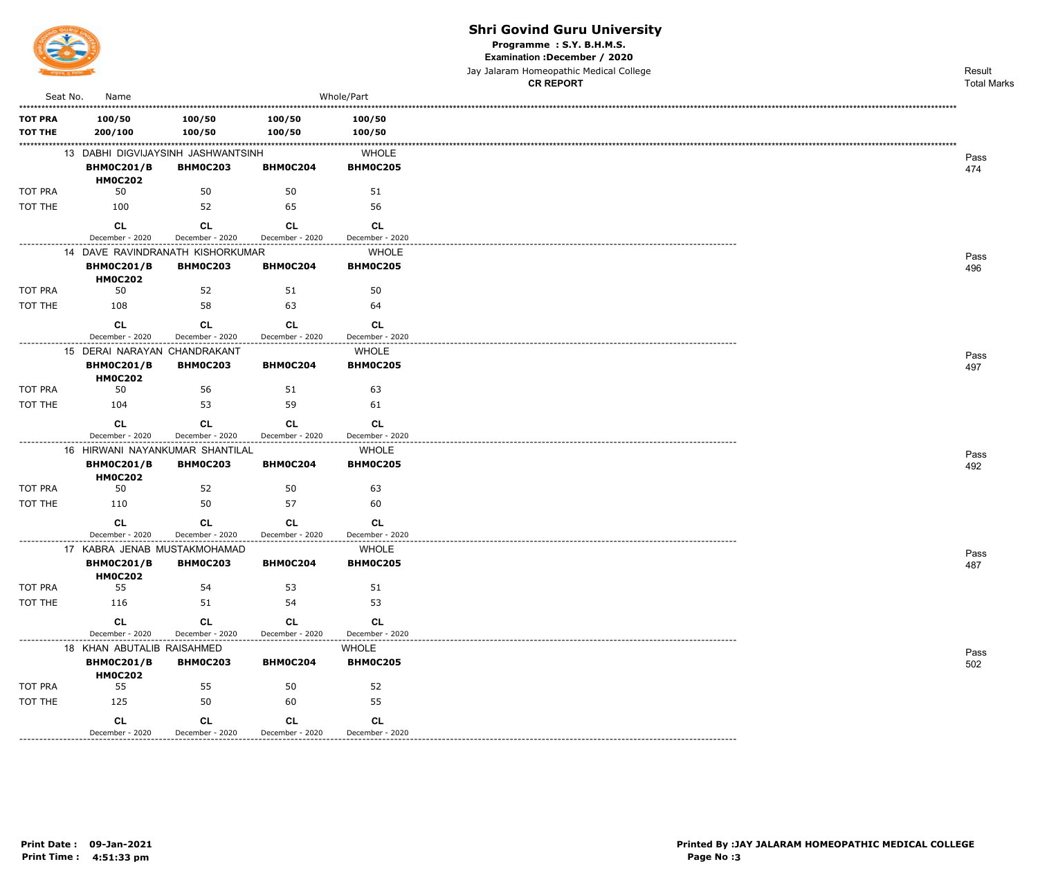# Shri Govind Guru University

**Programme : S.Y. B.H.M.S.**

**Examination :December / 2020**

Jay Jalaram Homeopathic Medical College

**CR REPORT**

| Seat No. | Name | | | Whole/Part | Result Total Marks |
|---|---|---|---|---|---|
| **TOT PRA** | **100/50** | **100/50** | **100/50** | **100/50** | |
| **TOT THE** | **200/100** | **100/50** | **100/50** | **100/50** | |

| | 13 DABHI DIGVIJAYSINH JASHWANTSINH | | | WHOLE | Pass 474 |
|---|---|---|---|---|---|
| | **BHM0C201/BHM0C202** | **BHM0C203** | **BHM0C204** | **BHM0C205** | |
| TOT PRA | 50 | 50 | 50 | 51 | |
| TOT THE | 100 | 52 | 65 | 56 | |
| | **CL** December - 2020 | **CL** December - 2020 | **CL** December - 2020 | **CL** December - 2020 | |

| | 14 DAVE RAVINDRANATH KISHORKUMAR | | | WHOLE | Pass 496 |
|---|---|---|---|---|---|
| | **BHM0C201/BHM0C202** | **BHM0C203** | **BHM0C204** | **BHM0C205** | |
| TOT PRA | 50 | 52 | 51 | 50 | |
| TOT THE | 108 | 58 | 63 | 64 | |
| | **CL** December - 2020 | **CL** December - 2020 | **CL** December - 2020 | **CL** December - 2020 | |

| | 15 DERAI NARAYAN CHANDRAKANT | | | WHOLE | Pass 497 |
|---|---|---|---|---|---|
| | **BHM0C201/BHM0C202** | **BHM0C203** | **BHM0C204** | **BHM0C205** | |
| TOT PRA | 50 | 56 | 51 | 63 | |
| TOT THE | 104 | 53 | 59 | 61 | |
| | **CL** December - 2020 | **CL** December - 2020 | **CL** December - 2020 | **CL** December - 2020 | |

| | 16 HIRWANI NAYANKUMAR SHANTILAL | | | WHOLE | Pass 492 |
|---|---|---|---|---|---|
| | **BHM0C201/BHM0C202** | **BHM0C203** | **BHM0C204** | **BHM0C205** | |
| TOT PRA | 50 | 52 | 50 | 63 | |
| TOT THE | 110 | 50 | 57 | 60 | |
| | **CL** December - 2020 | **CL** December - 2020 | **CL** December - 2020 | **CL** December - 2020 | |

| | 17 KABRA JENAB MUSTAKMOHAMAD | | | WHOLE | Pass 487 |
|---|---|---|---|---|---|
| | **BHM0C201/BHM0C202** | **BHM0C203** | **BHM0C204** | **BHM0C205** | |
| TOT PRA | 55 | 54 | 53 | 51 | |
| TOT THE | 116 | 51 | 54 | 53 | |
| | **CL** December - 2020 | **CL** December - 2020 | **CL** December - 2020 | **CL** December - 2020 | |

| | 18 KHAN ABUTALIB RAISAHMED | | | WHOLE | Pass 502 |
|---|---|---|---|---|---|
| | **BHM0C201/BHM0C202** | **BHM0C203** | **BHM0C204** | **BHM0C205** | |
| TOT PRA | 55 | 55 | 50 | 52 | |
| TOT THE | 125 | 50 | 60 | 55 | |
| | **CL** December - 2020 | **CL** December - 2020 | **CL** December - 2020 | **CL** December - 2020 | |

**Print Date : 09-Jan-2021**
**Print Time : 4:51:33 pm**

**Printed By :JAY JALARAM HOMEOPATHIC MEDICAL COLLEGE**
**Page No :3**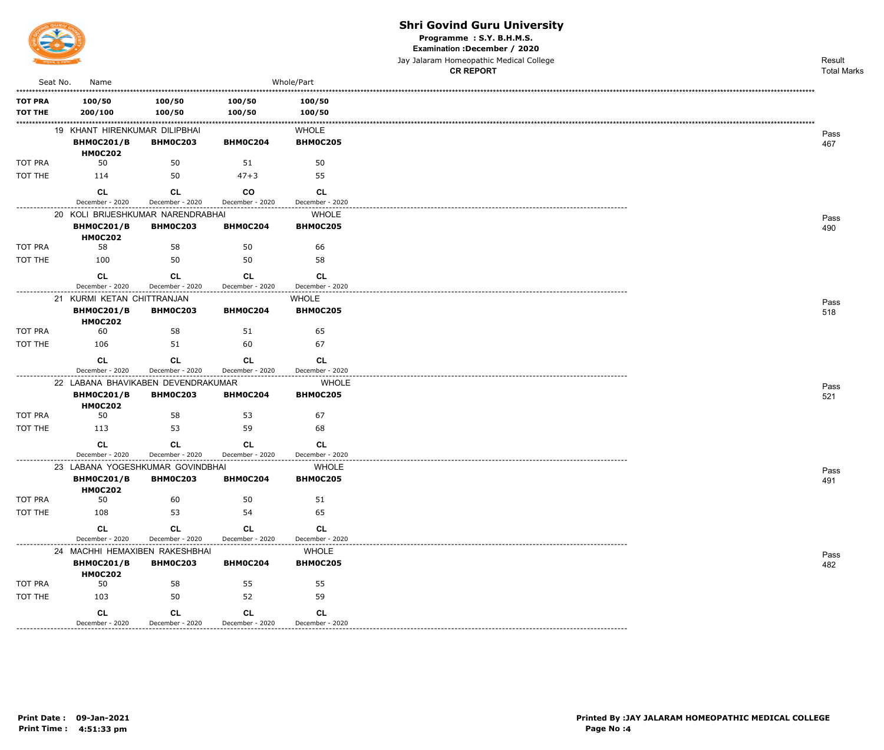# Shri Govind Guru University

**Programme : S.Y. B.H.M.S.**

**Examination :December / 2020**

Jay Jalaram Homeopathic Medical College

**CR REPORT**

| Seat No. | Name | | | Whole/Part | Result / Total Marks |
|---|---|---|---|---|---|
| **TOT PRA** | **100/50** | **100/50** | **100/50** | **100/50** | |
| **TOT THE** | **200/100** | **100/50** | **100/50** | **100/50** | |

| | 19 KHANT HIRENKUMAR DILIPBHAI | | | WHOLE | Pass 467 |
|---|---|---|---|---|---|
| | **BHM0C201/BHM0C202** | **BHM0C203** | **BHM0C204** | **BHM0C205** | |
| TOT PRA | 50 | 50 | 51 | 50 | |
| TOT THE | 114 | 50 | 47+3 | 55 | |
| | **CL** December - 2020 | **CL** December - 2020 | **CO** December - 2020 | **CL** December - 2020 | |

| | 20 KOLI BRIJESHKUMAR NARENDRABHAI | | | WHOLE | Pass 490 |
|---|---|---|---|---|---|
| | **BHM0C201/BHM0C202** | **BHM0C203** | **BHM0C204** | **BHM0C205** | |
| TOT PRA | 58 | 58 | 50 | 66 | |
| TOT THE | 100 | 50 | 50 | 58 | |
| | **CL** December - 2020 | **CL** December - 2020 | **CL** December - 2020 | **CL** December - 2020 | |

| | 21 KURMI KETAN CHITTRANJAN | | | WHOLE | Pass 518 |
|---|---|---|---|---|---|
| | **BHM0C201/BHM0C202** | **BHM0C203** | **BHM0C204** | **BHM0C205** | |
| TOT PRA | 60 | 58 | 51 | 65 | |
| TOT THE | 106 | 51 | 60 | 67 | |
| | **CL** December - 2020 | **CL** December - 2020 | **CL** December - 2020 | **CL** December - 2020 | |

| | 22 LABANA BHAVIKABEN DEVENDRAKUMAR | | | WHOLE | Pass 521 |
|---|---|---|---|---|---|
| | **BHM0C201/BHM0C202** | **BHM0C203** | **BHM0C204** | **BHM0C205** | |
| TOT PRA | 50 | 58 | 53 | 67 | |
| TOT THE | 113 | 53 | 59 | 68 | |
| | **CL** December - 2020 | **CL** December - 2020 | **CL** December - 2020 | **CL** December - 2020 | |

| | 23 LABANA YOGESHKUMAR GOVINDBHAI | | | WHOLE | Pass 491 |
|---|---|---|---|---|---|
| | **BHM0C201/BHM0C202** | **BHM0C203** | **BHM0C204** | **BHM0C205** | |
| TOT PRA | 50 | 60 | 50 | 51 | |
| TOT THE | 108 | 53 | 54 | 65 | |
| | **CL** December - 2020 | **CL** December - 2020 | **CL** December - 2020 | **CL** December - 2020 | |

| | 24 MACHHI HEMAXIBEN RAKESHBHAI | | | WHOLE | Pass 482 |
|---|---|---|---|---|---|
| | **BHM0C201/BHM0C202** | **BHM0C203** | **BHM0C204** | **BHM0C205** | |
| TOT PRA | 50 | 58 | 55 | 55 | |
| TOT THE | 103 | 50 | 52 | 59 | |
| | **CL** December - 2020 | **CL** December - 2020 | **CL** December - 2020 | **CL** December - 2020 | |

**Print Date : 09-Jan-2021**
**Print Time : 4:51:33 pm**

**Printed By :JAY JALARAM HOMEOPATHIC MEDICAL COLLEGE**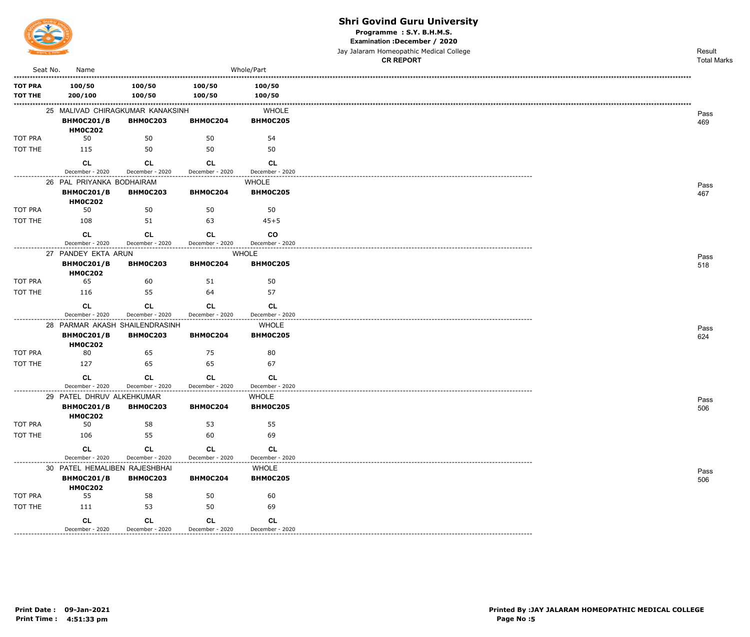# Shri Govind Guru University

**Programme : S.Y. B.H.M.S.**

**Examination :December / 2020**

Jay Jalaram Homeopathic Medical College

**CR REPORT**

| Seat No. | Name | | | Whole/Part | Result Total Marks |
|---|---|---|---|---|---|
| **TOT PRA** | **100/50** | **100/50** | **100/50** | **100/50** | |
| **TOT THE** | **200/100** | **100/50** | **100/50** | **100/50** | |
| | 25 MALIVAD CHIRAGKUMAR KANAKSINH | | | WHOLE | Pass 469 |
| | **BHMOC201/BHMOC202** | **BHMOC203** | **BHMOC204** | **BHMOC205** | |
| TOT PRA | 50 | 50 | 50 | 54 | |
| TOT THE | 115 | 50 | 50 | 50 | |
| | **CL** December - 2020 | **CL** December - 2020 | **CL** December - 2020 | **CL** December - 2020 | |
| | 26 PAL PRIYANKA BODHAIRAM | | | WHOLE | Pass 467 |
| | **BHMOC201/BHMOC202** | **BHMOC203** | **BHMOC204** | **BHMOC205** | |
| TOT PRA | 50 | 50 | 50 | 50 | |
| TOT THE | 108 | 51 | 63 | 45+5 | |
| | **CL** December - 2020 | **CL** December - 2020 | **CL** December - 2020 | **CO** December - 2020 | |
| | 27 PANDEY EKTA ARUN | | | WHOLE | Pass 518 |
| | **BHMOC201/BHMOC202** | **BHMOC203** | **BHMOC204** | **BHMOC205** | |
| TOT PRA | 65 | 60 | 51 | 50 | |
| TOT THE | 116 | 55 | 64 | 57 | |
| | **CL** December - 2020 | **CL** December - 2020 | **CL** December - 2020 | **CL** December - 2020 | |
| | 28 PARMAR AKASH SHAILENDRASINH | | | WHOLE | Pass 624 |
| | **BHMOC201/BHMOC202** | **BHMOC203** | **BHMOC204** | **BHMOC205** | |
| TOT PRA | 80 | 65 | 75 | 80 | |
| TOT THE | 127 | 65 | 65 | 67 | |
| | **CL** December - 2020 | **CL** December - 2020 | **CL** December - 2020 | **CL** December - 2020 | |
| | 29 PATEL DHRUV ALKEHKUMAR | | | WHOLE | Pass 506 |
| | **BHMOC201/BHMOC202** | **BHMOC203** | **BHMOC204** | **BHMOC205** | |
| TOT PRA | 50 | 58 | 53 | 55 | |
| TOT THE | 106 | 55 | 60 | 69 | |
| | **CL** December - 2020 | **CL** December - 2020 | **CL** December - 2020 | **CL** December - 2020 | |
| | 30 PATEL HEMALIBEN RAJESHBHAI | | | WHOLE | Pass 506 |
| | **BHMOC201/BHMOC202** | **BHMOC203** | **BHMOC204** | **BHMOC205** | |
| TOT PRA | 55 | 58 | 50 | 60 | |
| TOT THE | 111 | 53 | 50 | 69 | |
| | **CL** December - 2020 | **CL** December - 2020 | **CL** December - 2020 | **CL** December - 2020 | |

**Print Date : 09-Jan-2021**
**Print Time : 4:51:33 pm**

**Printed By :JAY JALARAM HOMEOPATHIC MEDICAL COLLEGE**
**Page No :5**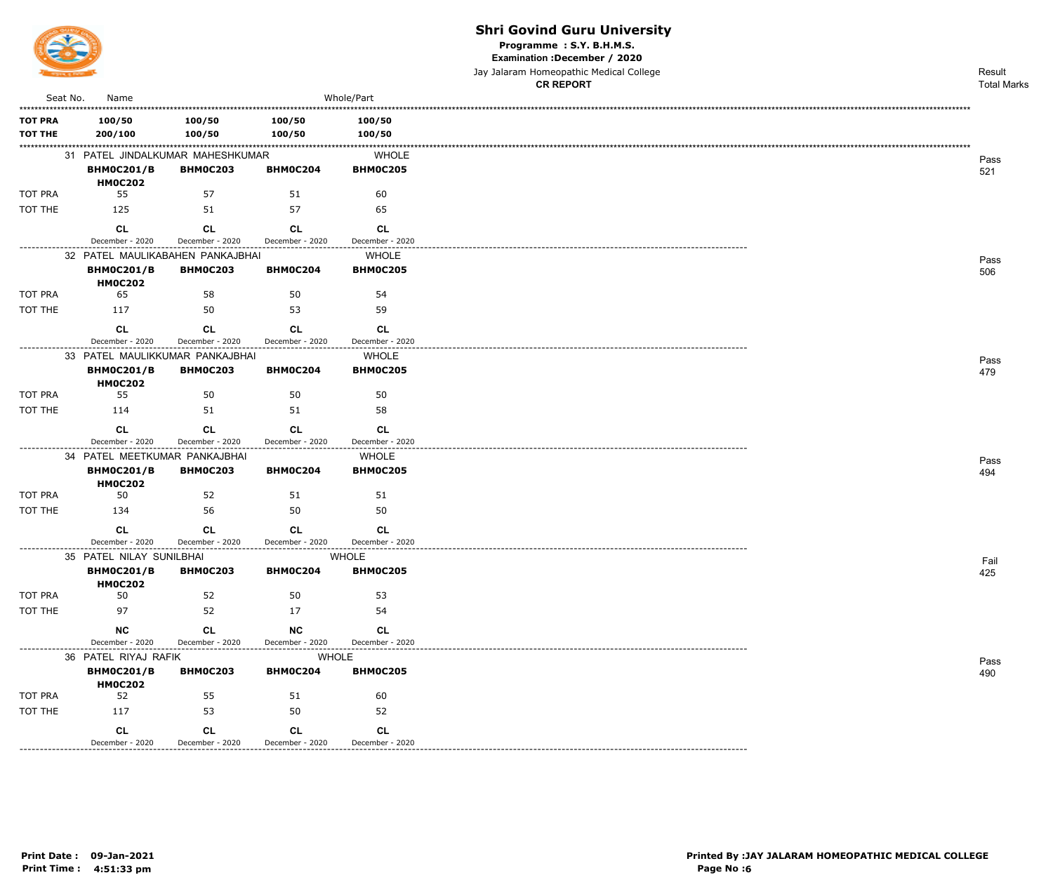# Shri Govind Guru University

**Programme : S.Y. B.H.M.S.**

**Examination :December / 2020**

Jay Jalaram Homeopathic Medical College

**CR REPORT**

| Seat No. | Name | | | Whole/Part | Result / Total Marks |
|---|---|---|---|---|---|
| **TOT PRA** | **100/50** | **100/50** | **100/50** | **100/50** | |
| **TOT THE** | **200/100** | **100/50** | **100/50** | **100/50** | |

| Seat No. | Name | | | Whole/Part | Result / Total Marks |
|---|---|---|---|---|---|
| 31 | PATEL JINDALKUMAR MAHESHKUMAR | | | WHOLE | Pass 521 |
| | **BHM0C201/BHM0C202** | **BHM0C203** | **BHM0C204** | **BHM0C205** | |
| TOT PRA | 55 | 57 | 51 | 60 | |
| TOT THE | 125 | 51 | 57 | 65 | |
| | **CL** December - 2020 | **CL** December - 2020 | **CL** December - 2020 | **CL** December - 2020 | |
| 32 | PATEL MAULIKABAHEN PANKAJBHAI | | | WHOLE | Pass 506 |
| | **BHM0C201/BHM0C202** | **BHM0C203** | **BHM0C204** | **BHM0C205** | |
| TOT PRA | 65 | 58 | 50 | 54 | |
| TOT THE | 117 | 50 | 53 | 59 | |
| | **CL** December - 2020 | **CL** December - 2020 | **CL** December - 2020 | **CL** December - 2020 | |
| 33 | PATEL MAULIKKUMAR PANKAJBHAI | | | WHOLE | Pass 479 |
| | **BHM0C201/BHM0C202** | **BHM0C203** | **BHM0C204** | **BHM0C205** | |
| TOT PRA | 55 | 50 | 50 | 50 | |
| TOT THE | 114 | 51 | 51 | 58 | |
| | **CL** December - 2020 | **CL** December - 2020 | **CL** December - 2020 | **CL** December - 2020 | |
| 34 | PATEL MEETKUMAR PANKAJBHAI | | | WHOLE | Pass 494 |
| | **BHM0C201/BHM0C202** | **BHM0C203** | **BHM0C204** | **BHM0C205** | |
| TOT PRA | 50 | 52 | 51 | 51 | |
| TOT THE | 134 | 56 | 50 | 50 | |
| | **CL** December - 2020 | **CL** December - 2020 | **CL** December - 2020 | **CL** December - 2020 | |
| 35 | PATEL NILAY SUNILBHAI | | | WHOLE | Fail 425 |
| | **BHM0C201/BHM0C202** | **BHM0C203** | **BHM0C204** | **BHM0C205** | |
| TOT PRA | 50 | 52 | 50 | 53 | |
| TOT THE | 97 | 52 | 17 | 54 | |
| | **NC** December - 2020 | **CL** December - 2020 | **NC** December - 2020 | **CL** December - 2020 | |
| 36 | PATEL RIYAJ RAFIK | | | WHOLE | Pass 490 |
| | **BHM0C201/BHM0C202** | **BHM0C203** | **BHM0C204** | **BHM0C205** | |
| TOT PRA | 52 | 55 | 51 | 60 | |
| TOT THE | 117 | 53 | 50 | 52 | |
| | **CL** December - 2020 | **CL** December - 2020 | **CL** December - 2020 | **CL** December - 2020 | |

**Print Date : 09-Jan-2021**
**Print Time : 4:51:33 pm**

**Printed By :JAY JALARAM HOMEOPATHIC MEDICAL COLLEGE**
**Page No :6**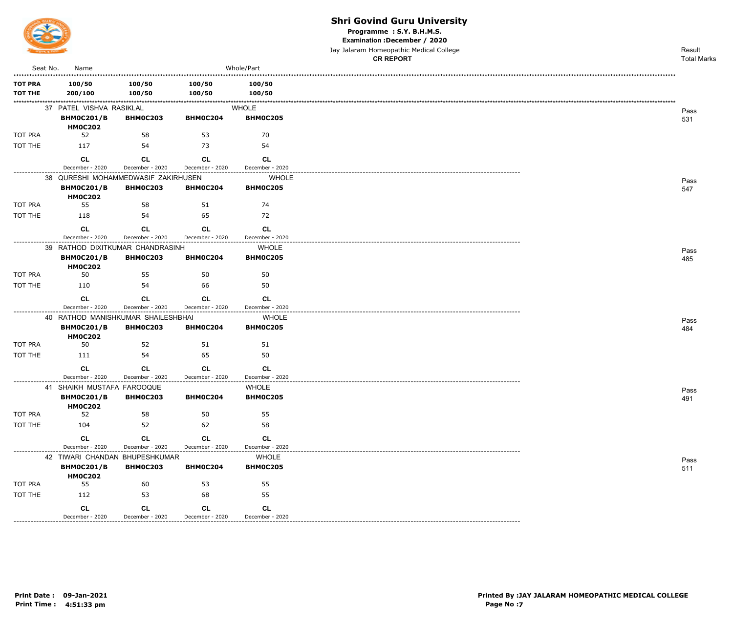# Shri Govind Guru University

**Programme : S.Y. B.H.M.S.**
**Examination :December / 2020**
Jay Jalaram Homeopathic Medical College
**CR REPORT**

| Seat No. | Name | | | Whole/Part | Result Total Marks |
|---|---|---|---|---|---|
| **TOT PRA** | **100/50** | **100/50** | **100/50** | **100/50** | |
| **TOT THE** | **200/100** | **100/50** | **100/50** | **100/50** | |
| 37 | PATEL VISHVA RASIKLAL | | | WHOLE | Pass 531 |
| | **BHM0C201/BHM0C202** | **BHM0C203** | **BHM0C204** | **BHM0C205** | |
| TOT PRA | 52 | 58 | 53 | 70 | |
| TOT THE | 117 | 54 | 73 | 54 | |
| | **CL** December - 2020 | **CL** December - 2020 | **CL** December - 2020 | **CL** December - 2020 | |
| 38 | QURESHI MOHAMMEDWASIF ZAKIRHUSEN | | | WHOLE | Pass 547 |
| | **BHM0C201/BHM0C202** | **BHM0C203** | **BHM0C204** | **BHM0C205** | |
| TOT PRA | 55 | 58 | 51 | 74 | |
| TOT THE | 118 | 54 | 65 | 72 | |
| | **CL** December - 2020 | **CL** December - 2020 | **CL** December - 2020 | **CL** December - 2020 | |
| 39 | RATHOD DIXITKUMAR CHANDRASINH | | | WHOLE | Pass 485 |
| | **BHM0C201/BHM0C202** | **BHM0C203** | **BHM0C204** | **BHM0C205** | |
| TOT PRA | 50 | 55 | 50 | 50 | |
| TOT THE | 110 | 54 | 66 | 50 | |
| | **CL** December - 2020 | **CL** December - 2020 | **CL** December - 2020 | **CL** December - 2020 | |
| 40 | RATHOD MANISHKUMAR SHAILESHBHAI | | | WHOLE | Pass 484 |
| | **BHM0C201/BHM0C202** | **BHM0C203** | **BHM0C204** | **BHM0C205** | |
| TOT PRA | 50 | 52 | 51 | 51 | |
| TOT THE | 111 | 54 | 65 | 50 | |
| | **CL** December - 2020 | **CL** December - 2020 | **CL** December - 2020 | **CL** December - 2020 | |
| 41 | SHAIKH MUSTAFA FAROOQUE | | | WHOLE | Pass 491 |
| | **BHM0C201/BHM0C202** | **BHM0C203** | **BHM0C204** | **BHM0C205** | |
| TOT PRA | 52 | 58 | 50 | 55 | |
| TOT THE | 104 | 52 | 62 | 58 | |
| | **CL** December - 2020 | **CL** December - 2020 | **CL** December - 2020 | **CL** December - 2020 | |
| 42 | TIWARI CHANDAN BHUPESHKUMAR | | | WHOLE | Pass 511 |
| | **BHM0C201/BHM0C202** | **BHM0C203** | **BHM0C204** | **BHM0C205** | |
| TOT PRA | 55 | 60 | 53 | 55 | |
| TOT THE | 112 | 53 | 68 | 55 | |
| | **CL** December - 2020 | **CL** December - 2020 | **CL** December - 2020 | **CL** December - 2020 | |

**Print Date : 09-Jan-2021**
**Print Time : 4:51:33 pm**

**Printed By :JAY JALARAM HOMEOPATHIC MEDICAL COLLEGE**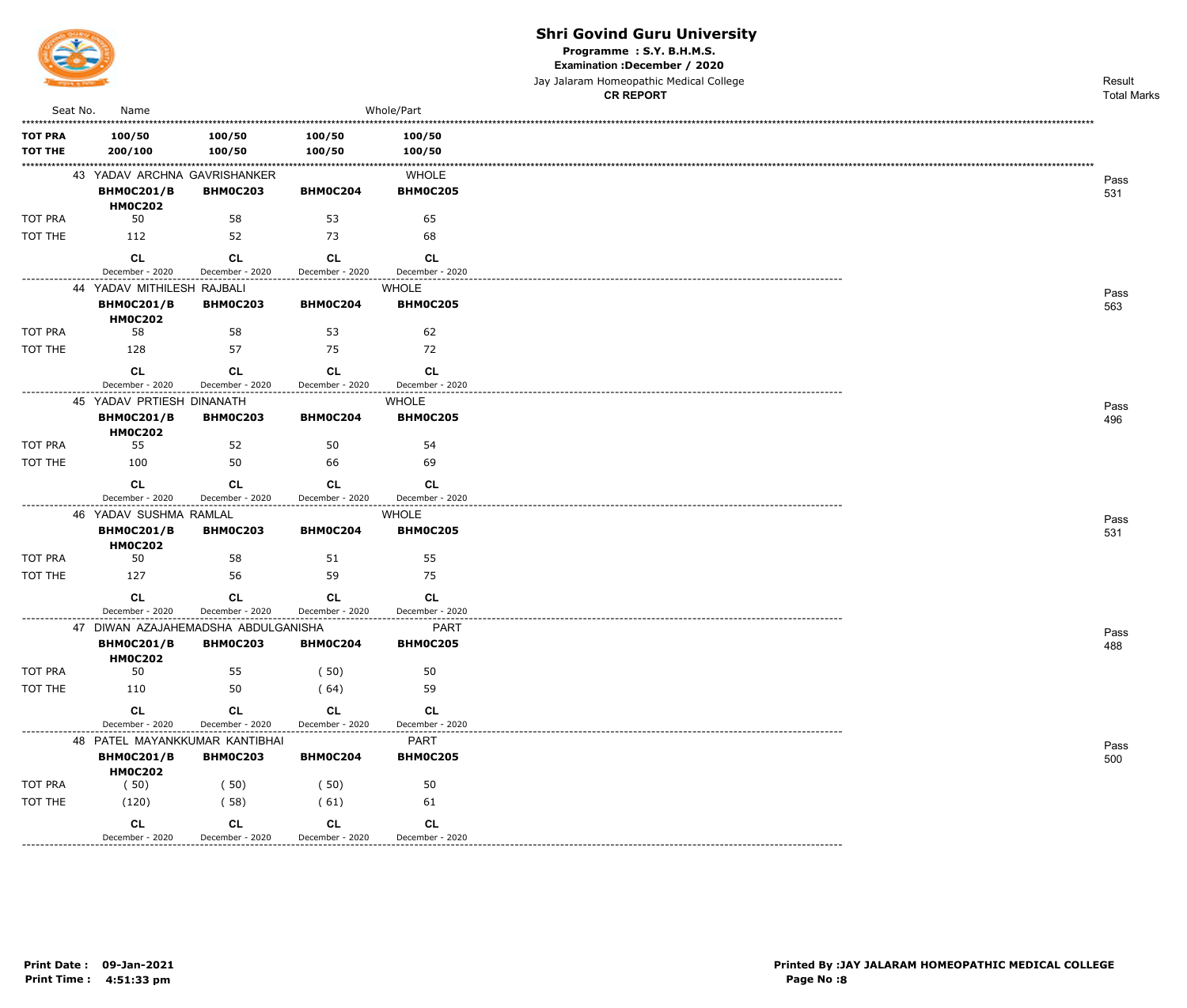# Shri Govind Guru University

**Programme : S.Y. B.H.M.S.**

**Examination :December / 2020**

Jay Jalaram Homeopathic Medical College

**CR REPORT**

| Seat No. | Name | | | Whole/Part | Result / Total Marks |
|---|---|---|---|---|---|
| **TOT PRA** | **100/50** | **100/50** | **100/50** | **100/50** | |
| **TOT THE** | **200/100** | **100/50** | **100/50** | **100/50** | |

| Seat No. | Name / Subject | | | | Whole/Part | Result / Total Marks |
|---|---|---|---|---|---|---|
| 43 | YADAV ARCHNA GAVRISHANKER | | | | WHOLE | Pass 531 |
| | **BHM0C201/BHM0C202** | **BHM0C203** | **BHM0C204** | **BHM0C205** | | |
| TOT PRA | 50 | 58 | 53 | 65 | | |
| TOT THE | 112 | 52 | 73 | 68 | | |
| | **CL** December - 2020 | **CL** December - 2020 | **CL** December - 2020 | **CL** December - 2020 | | |
| 44 | YADAV MITHILESH RAJBALI | | | | WHOLE | Pass 563 |
| | **BHM0C201/BHM0C202** | **BHM0C203** | **BHM0C204** | **BHM0C205** | | |
| TOT PRA | 58 | 58 | 53 | 62 | | |
| TOT THE | 128 | 57 | 75 | 72 | | |
| | **CL** December - 2020 | **CL** December - 2020 | **CL** December - 2020 | **CL** December - 2020 | | |
| 45 | YADAV PRTIESH DINANATH | | | | WHOLE | Pass 496 |
| | **BHM0C201/BHM0C202** | **BHM0C203** | **BHM0C204** | **BHM0C205** | | |
| TOT PRA | 55 | 52 | 50 | 54 | | |
| TOT THE | 100 | 50 | 66 | 69 | | |
| | **CL** December - 2020 | **CL** December - 2020 | **CL** December - 2020 | **CL** December - 2020 | | |
| 46 | YADAV SUSHMA RAMLAL | | | | WHOLE | Pass 531 |
| | **BHM0C201/BHM0C202** | **BHM0C203** | **BHM0C204** | **BHM0C205** | | |
| TOT PRA | 50 | 58 | 51 | 55 | | |
| TOT THE | 127 | 56 | 59 | 75 | | |
| | **CL** December - 2020 | **CL** December - 2020 | **CL** December - 2020 | **CL** December - 2020 | | |
| 47 | DIWAN AZAJAHEMADSHA ABDULGANISHA | | | | PART | Pass 488 |
| | **BHM0C201/BHM0C202** | **BHM0C203** | **BHM0C204** | **BHM0C205** | | |
| TOT PRA | 50 | 55 | ( 50) | 50 | | |
| TOT THE | 110 | 50 | ( 64) | 59 | | |
| | **CL** December - 2020 | **CL** December - 2020 | **CL** December - 2020 | **CL** December - 2020 | | |
| 48 | PATEL MAYANKKUMAR KANTIBHAI | | | | PART | Pass 500 |
| | **BHM0C201/BHM0C202** | **BHM0C203** | **BHM0C204** | **BHM0C205** | | |
| TOT PRA | ( 50) | ( 50) | ( 50) | 50 | | |
| TOT THE | (120) | ( 58) | ( 61) | 61 | | |
| | **CL** December - 2020 | **CL** December - 2020 | **CL** December - 2020 | **CL** December - 2020 | | |

**Print Date : 09-Jan-2021**
**Print Time : 4:51:33 pm**

**Printed By :JAY JALARAM HOMEOPATHIC MEDICAL COLLEGE**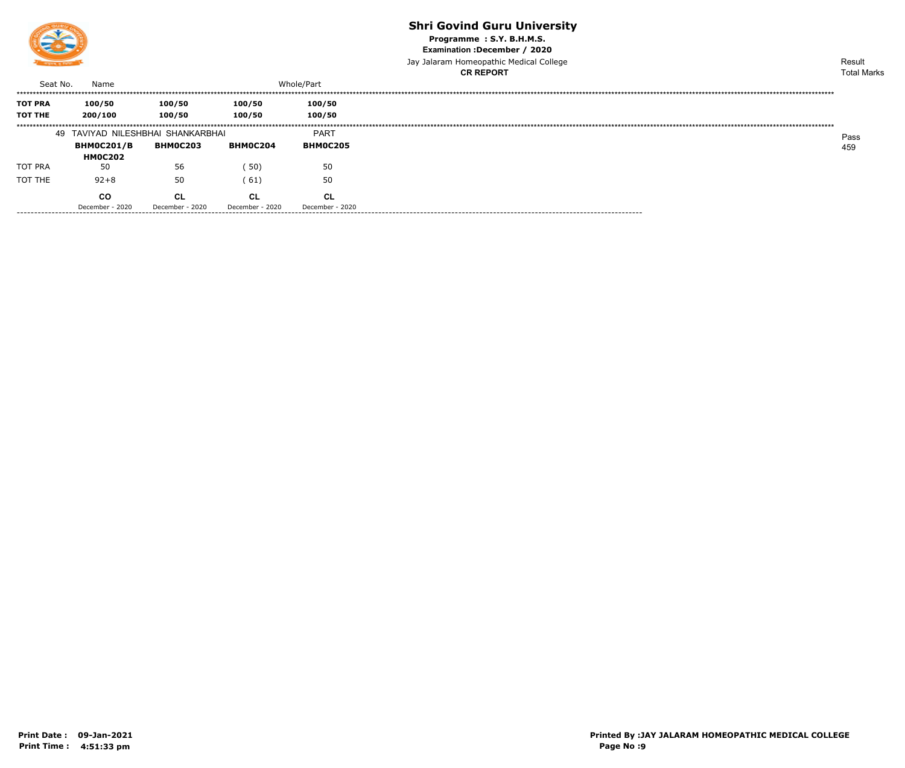# Shri Govind Guru University

**Programme : S.Y. B.H.M.S.**

**Examination :December / 2020**

Jay Jalaram Homeopathic Medical College

**CR REPORT**

| Seat No. | Name | | | Whole/Part | Result / Total Marks |
|---|---|---|---|---|---|
| **TOT PRA** | **100/50** | **100/50** | **100/50** | **100/50** | |
| **TOT THE** | **200/100** | **100/50** | **100/50** | **100/50** | |
| 49 | TAVIYAD NILESHBHAI SHANKARBHAI | | | PART | Pass 459 |
| | **BHM0C201/BHM0C202** | **BHM0C203** | **BHM0C204** | **BHM0C205** | |
| TOT PRA | 50 | 56 | ( 50) | 50 | |
| TOT THE | 92+8 | 50 | ( 61) | 50 | |
| | **CO** | **CL** | **CL** | **CL** | |
| | December - 2020 | December - 2020 | December - 2020 | December - 2020 | |

**Print Date : 09-Jan-2021**
**Print Time : 4:51:33 pm**

**Printed By :JAY JALARAM HOMEOPATHIC MEDICAL COLLEGE**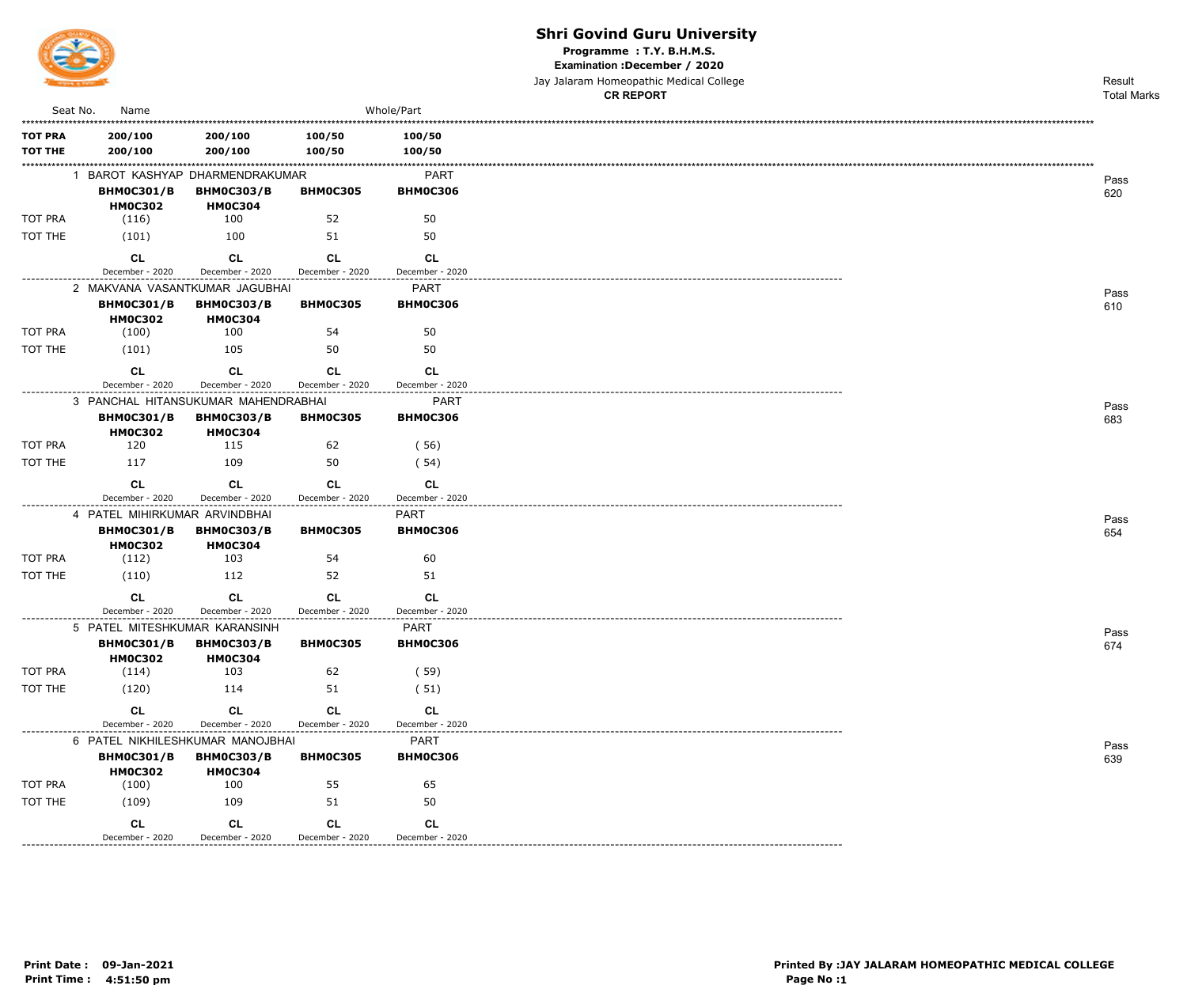# Shri Govind Guru University

**Programme : T.Y. B.H.M.S.**

**Examination :December / 2020**

Jay Jalaram Homeopathic Medical College

**CR REPORT**

| Seat No. | Name | | | Whole/Part | Result / Total Marks |
|---|---|---|---|---|---|
| **TOT PRA** | **200/100** | **200/100** | **100/50** | **100/50** | |
| **TOT THE** | **200/100** | **200/100** | **100/50** | **100/50** | |

| | 1 BAROT KASHYAP DHARMENDRAKUMAR | | | PART | Pass 620 |
|---|---|---|---|---|---|
| | **BHM0C301/B HM0C302** | **BHM0C303/B HM0C304** | **BHM0C305** | **BHM0C306** | |
| TOT PRA | (116) | 100 | 52 | 50 | |
| TOT THE | (101) | 100 | 51 | 50 | |
| | **CL** December - 2020 | **CL** December - 2020 | **CL** December - 2020 | **CL** December - 2020 | |

| | 2 MAKVANA VASANTKUMAR JAGUBHAI | | | PART | Pass 610 |
|---|---|---|---|---|---|
| | **BHM0C301/B HM0C302** | **BHM0C303/B HM0C304** | **BHM0C305** | **BHM0C306** | |
| TOT PRA | (100) | 100 | 54 | 50 | |
| TOT THE | (101) | 105 | 50 | 50 | |
| | **CL** December - 2020 | **CL** December - 2020 | **CL** December - 2020 | **CL** December - 2020 | |

| | 3 PANCHAL HITANSUKUMAR MAHENDRABHAI | | | PART | Pass 683 |
|---|---|---|---|---|---|
| | **BHM0C301/B HM0C302** | **BHM0C303/B HM0C304** | **BHM0C305** | **BHM0C306** | |
| TOT PRA | 120 | 115 | 62 | ( 56) | |
| TOT THE | 117 | 109 | 50 | ( 54) | |
| | **CL** December - 2020 | **CL** December - 2020 | **CL** December - 2020 | **CL** December - 2020 | |

| | 4 PATEL MIHIRKUMAR ARVINDBHAI | | | PART | Pass 654 |
|---|---|---|---|---|---|
| | **BHM0C301/B HM0C302** | **BHM0C303/B HM0C304** | **BHM0C305** | **BHM0C306** | |
| TOT PRA | (112) | 103 | 54 | 60 | |
| TOT THE | (110) | 112 | 52 | 51 | |
| | **CL** December - 2020 | **CL** December - 2020 | **CL** December - 2020 | **CL** December - 2020 | |

| | 5 PATEL MITESHKUMAR KARANSINH | | | PART | Pass 674 |
|---|---|---|---|---|---|
| | **BHM0C301/B HM0C302** | **BHM0C303/B HM0C304** | **BHM0C305** | **BHM0C306** | |
| TOT PRA | (114) | 103 | 62 | ( 59) | |
| TOT THE | (120) | 114 | 51 | ( 51) | |
| | **CL** December - 2020 | **CL** December - 2020 | **CL** December - 2020 | **CL** December - 2020 | |

| | 6 PATEL NIKHILESHKUMAR MANOJBHAI | | | PART | Pass 639 |
|---|---|---|---|---|---|
| | **BHM0C301/B HM0C302** | **BHM0C303/B HM0C304** | **BHM0C305** | **BHM0C306** | |
| TOT PRA | (100) | 100 | 55 | 65 | |
| TOT THE | (109) | 109 | 51 | 50 | |
| | **CL** December - 2020 | **CL** December - 2020 | **CL** December - 2020 | **CL** December - 2020 | |

**Print Date : 09-Jan-2021**
**Print Time : 4:51:50 pm**

**Printed By :JAY JALARAM HOMEOPATHIC MEDICAL COLLEGE**
**Page No :1**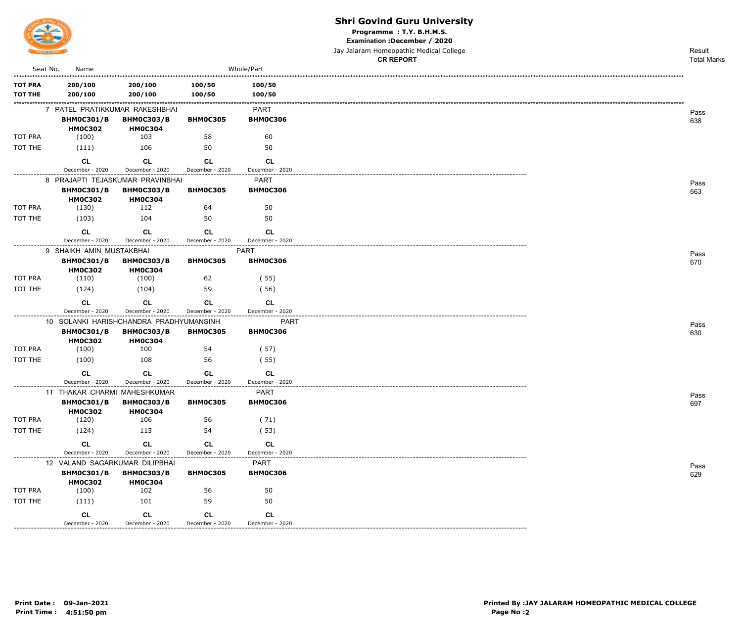# Shri Govind Guru University

**Programme : T.Y. B.H.M.S.**

**Examination :December / 2020**

Jay Jalaram Homeopathic Medical College

**CR REPORT**

| Seat No. | Name | | | Whole/Part | Result Total Marks |
|---|---|---|---|---|---|
| **TOT PRA** | **200/100** | **200/100** | **100/50** | **100/50** | |
| **TOT THE** | **200/100** | **200/100** | **100/50** | **100/50** | |
| 7 | PATEL PRATIKKUMAR RAKESHBHAI | | | PART | Pass 638 |
| | **BHMOC301/B HMOC302** | **BHMOC303/B HMOC304** | **BHMOC305** | **BHMOC306** | |
| TOT PRA | (100) | 103 | 58 | 60 | |
| TOT THE | (111) | 106 | 50 | 50 | |
| | **CL** December - 2020 | **CL** December - 2020 | **CL** December - 2020 | **CL** December - 2020 | |
| 8 | PRAJAPTI TEJASKUMAR PRAVINBHAI | | | PART | Pass 663 |
| | **BHMOC301/B HMOC302** | **BHMOC303/B HMOC304** | **BHMOC305** | **BHMOC306** | |
| TOT PRA | (130) | 112 | 64 | 50 | |
| TOT THE | (103) | 104 | 50 | 50 | |
| | **CL** December - 2020 | **CL** December - 2020 | **CL** December - 2020 | **CL** December - 2020 | |
| 9 | SHAIKH AMIN MUSTAKBHAI | | | PART | Pass 670 |
| | **BHMOC301/B HMOC302** | **BHMOC303/B HMOC304** | **BHMOC305** | **BHMOC306** | |
| TOT PRA | (110) | (100) | 62 | ( 55) | |
| TOT THE | (124) | (104) | 59 | ( 56) | |
| | **CL** December - 2020 | **CL** December - 2020 | **CL** December - 2020 | **CL** December - 2020 | |
| 10 | SOLANKI HARISHCHANDRA PRADHYUMANSINH | | | PART | Pass 630 |
| | **BHMOC301/B HMOC302** | **BHMOC303/B HMOC304** | **BHMOC305** | **BHMOC306** | |
| TOT PRA | (100) | 100 | 54 | ( 57) | |
| TOT THE | (100) | 108 | 56 | ( 55) | |
| | **CL** December - 2020 | **CL** December - 2020 | **CL** December - 2020 | **CL** December - 2020 | |
| 11 | THAKAR CHARMI MAHESHKUMAR | | | PART | Pass 697 |
| | **BHMOC301/B HMOC302** | **BHMOC303/B HMOC304** | **BHMOC305** | **BHMOC306** | |
| TOT PRA | (120) | 106 | 56 | ( 71) | |
| TOT THE | (124) | 113 | 54 | ( 53) | |
| | **CL** December - 2020 | **CL** December - 2020 | **CL** December - 2020 | **CL** December - 2020 | |
| 12 | VALAND SAGARKUMAR DILIPBHAI | | | PART | Pass 629 |
| | **BHMOC301/B HMOC302** | **BHMOC303/B HMOC304** | **BHMOC305** | **BHMOC306** | |
| TOT PRA | (100) | 102 | 56 | 50 | |
| TOT THE | (111) | 101 | 59 | 50 | |
| | **CL** December - 2020 | **CL** December - 2020 | **CL** December - 2020 | **CL** December - 2020 | |

**Print Date : 09-Jan-2021**
**Print Time : 4:51:50 pm**

**Printed By :JAY JALARAM HOMEOPATHIC MEDICAL COLLEGE**